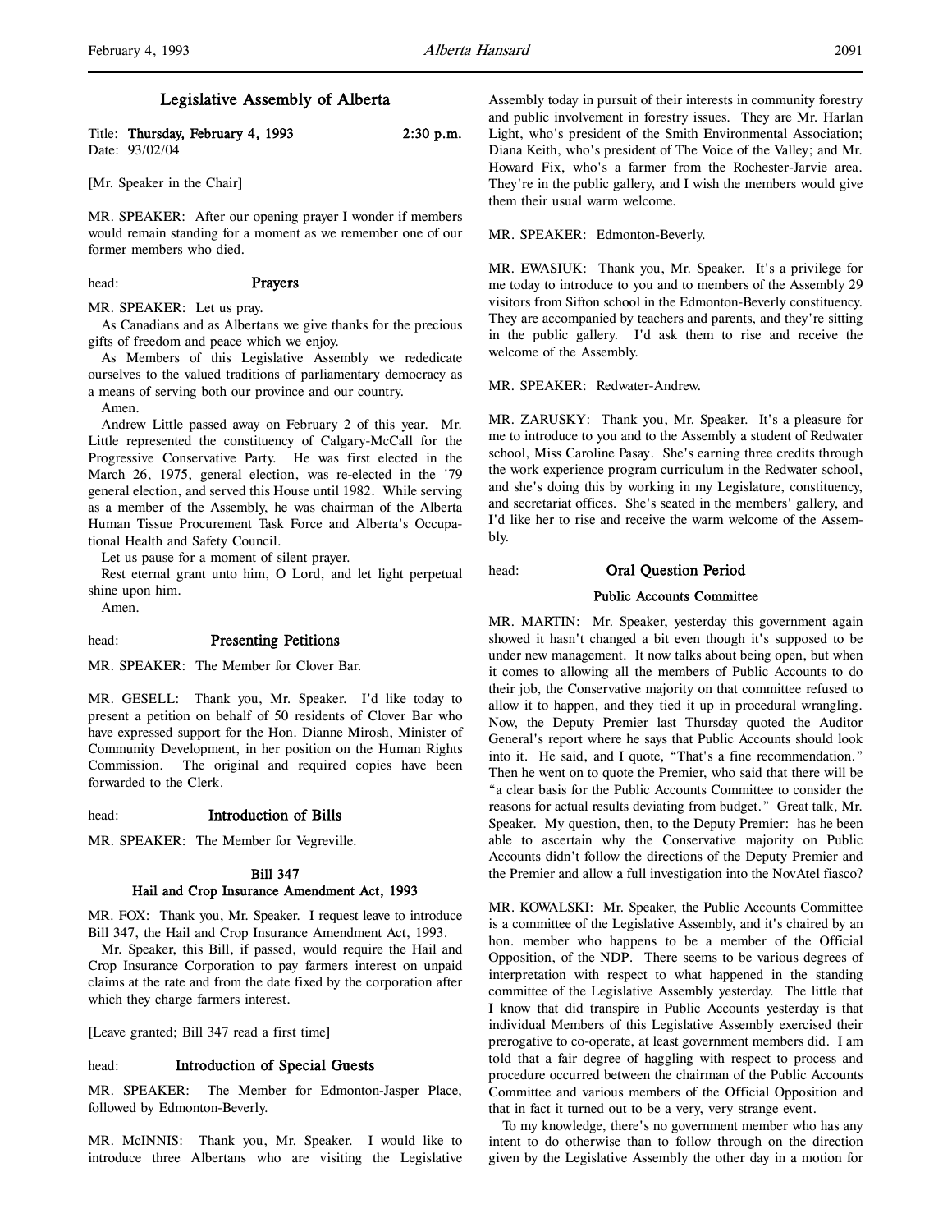# Legislative Assembly of Alberta

Title: **Thursday, February 4, 1993** **2:30 p.m.**
Date: 93/02/04

[Mr. Speaker in the Chair]

MR. SPEAKER: After our opening prayer I wonder if members would remain standing for a moment as we remember one of our former members who died.

head: **Prayers**

MR. SPEAKER: Let us pray.

As Canadians and as Albertans we give thanks for the precious gifts of freedom and peace which we enjoy.

As Members of this Legislative Assembly we rededicate ourselves to the valued traditions of parliamentary democracy as a means of serving both our province and our country.

Amen.

Andrew Little passed away on February 2 of this year. Mr. Little represented the constituency of Calgary-McCall for the Progressive Conservative Party. He was first elected in the March 26, 1975, general election, was re-elected in the '79 general election, and served this House until 1982. While serving as a member of the Assembly, he was chairman of the Alberta Human Tissue Procurement Task Force and Alberta's Occupational Health and Safety Council.

Let us pause for a moment of silent prayer.

Rest eternal grant unto him, O Lord, and let light perpetual shine upon him.

Amen.

head: **Presenting Petitions**

MR. SPEAKER: The Member for Clover Bar.

MR. GESELL: Thank you, Mr. Speaker. I'd like today to present a petition on behalf of 50 residents of Clover Bar who have expressed support for the Hon. Dianne Mirosh, Minister of Community Development, in her position on the Human Rights Commission. The original and required copies have been forwarded to the Clerk.

head: **Introduction of Bills**

MR. SPEAKER: The Member for Vegreville.

**Bill 347**
**Hail and Crop Insurance Amendment Act, 1993**

MR. FOX: Thank you, Mr. Speaker. I request leave to introduce Bill 347, the Hail and Crop Insurance Amendment Act, 1993.

Mr. Speaker, this Bill, if passed, would require the Hail and Crop Insurance Corporation to pay farmers interest on unpaid claims at the rate and from the date fixed by the corporation after which they charge farmers interest.

[Leave granted; Bill 347 read a first time]

head: **Introduction of Special Guests**

MR. SPEAKER: The Member for Edmonton-Jasper Place, followed by Edmonton-Beverly.

MR. McINNIS: Thank you, Mr. Speaker. I would like to introduce three Albertans who are visiting the Legislative Assembly today in pursuit of their interests in community forestry and public involvement in forestry issues. They are Mr. Harlan Light, who's president of the Smith Environmental Association; Diana Keith, who's president of The Voice of the Valley; and Mr. Howard Fix, who's a farmer from the Rochester-Jarvie area. They're in the public gallery, and I wish the members would give them their usual warm welcome.

MR. SPEAKER: Edmonton-Beverly.

MR. EWASIUK: Thank you, Mr. Speaker. It's a privilege for me today to introduce to you and to members of the Assembly 29 visitors from Sifton school in the Edmonton-Beverly constituency. They are accompanied by teachers and parents, and they're sitting in the public gallery. I'd ask them to rise and receive the welcome of the Assembly.

MR. SPEAKER: Redwater-Andrew.

MR. ZARUSKY: Thank you, Mr. Speaker. It's a pleasure for me to introduce to you and to the Assembly a student of Redwater school, Miss Caroline Pasay. She's earning three credits through the work experience program curriculum in the Redwater school, and she's doing this by working in my Legislature, constituency, and secretariat offices. She's seated in the members' gallery, and I'd like her to rise and receive the warm welcome of the Assembly.

head: **Oral Question Period**

**Public Accounts Committee**

MR. MARTIN: Mr. Speaker, yesterday this government again showed it hasn't changed a bit even though it's supposed to be under new management. It now talks about being open, but when it comes to allowing all the members of Public Accounts to do their job, the Conservative majority on that committee refused to allow it to happen, and they tied it up in procedural wrangling. Now, the Deputy Premier last Thursday quoted the Auditor General's report where he says that Public Accounts should look into it. He said, and I quote, "That's a fine recommendation." Then he went on to quote the Premier, who said that there will be "a clear basis for the Public Accounts Committee to consider the reasons for actual results deviating from budget." Great talk, Mr. Speaker. My question, then, to the Deputy Premier: has he been able to ascertain why the Conservative majority on Public Accounts didn't follow the directions of the Deputy Premier and the Premier and allow a full investigation into the NovAtel fiasco?

MR. KOWALSKI: Mr. Speaker, the Public Accounts Committee is a committee of the Legislative Assembly, and it's chaired by an hon. member who happens to be a member of the Official Opposition, of the NDP. There seems to be various degrees of interpretation with respect to what happened in the standing committee of the Legislative Assembly yesterday. The little that I know that did transpire in Public Accounts yesterday is that individual Members of this Legislative Assembly exercised their prerogative to co-operate, at least government members did. I am told that a fair degree of haggling with respect to process and procedure occurred between the chairman of the Public Accounts Committee and various members of the Official Opposition and that in fact it turned out to be a very, very strange event.

To my knowledge, there's no government member who has any intent to do otherwise than to follow through on the direction given by the Legislative Assembly the other day in a motion for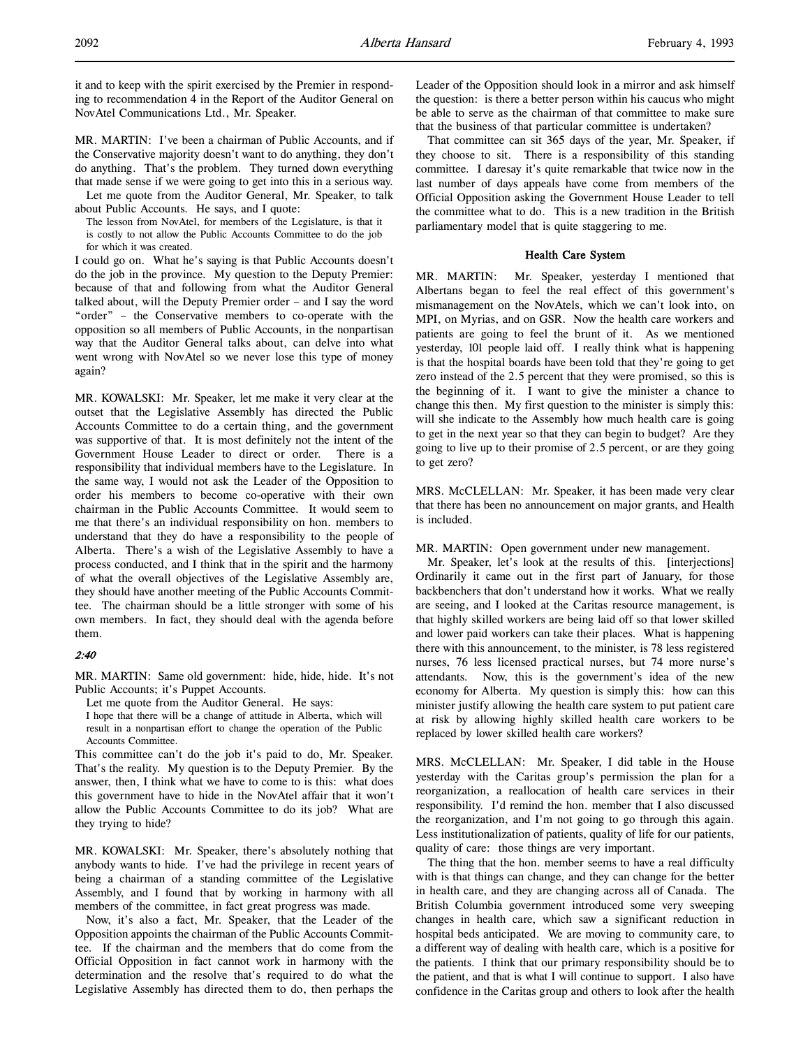it and to keep with the spirit exercised by the Premier in responding to recommendation 4 in the Report of the Auditor General on NovAtel Communications Ltd., Mr. Speaker.

MR. MARTIN: I've been a chairman of Public Accounts, and if the Conservative majority doesn't want to do anything, they don't do anything. That's the problem. They turned down everything that made sense if we were going to get into this in a serious way.

Let me quote from the Auditor General, Mr. Speaker, to talk about Public Accounts. He says, and I quote:

> The lesson from NovAtel, for members of the Legislature, is that it is costly to not allow the Public Accounts Committee to do the job for which it was created.

I could go on. What he's saying is that Public Accounts doesn't do the job in the province. My question to the Deputy Premier: because of that and following from what the Auditor General talked about, will the Deputy Premier order – and I say the word "order" – the Conservative members to co-operate with the opposition so all members of Public Accounts, in the nonpartisan way that the Auditor General talks about, can delve into what went wrong with NovAtel so we never lose this type of money again?

MR. KOWALSKI: Mr. Speaker, let me make it very clear at the outset that the Legislative Assembly has directed the Public Accounts Committee to do a certain thing, and the government was supportive of that. It is most definitely not the intent of the Government House Leader to direct or order. There is a responsibility that individual members have to the Legislature. In the same way, I would not ask the Leader of the Opposition to order his members to become co-operative with their own chairman in the Public Accounts Committee. It would seem to me that there's an individual responsibility on hon. members to understand that they do have a responsibility to the people of Alberta. There's a wish of the Legislative Assembly to have a process conducted, and I think that in the spirit and the harmony of what the overall objectives of the Legislative Assembly are, they should have another meeting of the Public Accounts Committee. The chairman should be a little stronger with some of his own members. In fact, they should deal with the agenda before them.

*2:40*

MR. MARTIN: Same old government: hide, hide, hide. It's not Public Accounts; it's Puppet Accounts.

Let me quote from the Auditor General. He says:

> I hope that there will be a change of attitude in Alberta, which will result in a nonpartisan effort to change the operation of the Public Accounts Committee.

This committee can't do the job it's paid to do, Mr. Speaker. That's the reality. My question is to the Deputy Premier. By the answer, then, I think what we have to come to is this: what does this government have to hide in the NovAtel affair that it won't allow the Public Accounts Committee to do its job? What are they trying to hide?

MR. KOWALSKI: Mr. Speaker, there's absolutely nothing that anybody wants to hide. I've had the privilege in recent years of being a chairman of a standing committee of the Legislative Assembly, and I found that by working in harmony with all members of the committee, in fact great progress was made.

Now, it's also a fact, Mr. Speaker, that the Leader of the Opposition appoints the chairman of the Public Accounts Committee. If the chairman and the members that do come from the Official Opposition in fact cannot work in harmony with the determination and the resolve that's required to do what the Legislative Assembly has directed them to do, then perhaps the Leader of the Opposition should look in a mirror and ask himself the question: is there a better person within his caucus who might be able to serve as the chairman of that committee to make sure that the business of that particular committee is undertaken?

That committee can sit 365 days of the year, Mr. Speaker, if they choose to sit. There is a responsibility of this standing committee. I daresay it's quite remarkable that twice now in the last number of days appeals have come from members of the Official Opposition asking the Government House Leader to tell the committee what to do. This is a new tradition in the British parliamentary model that is quite staggering to me.

## Health Care System

MR. MARTIN: Mr. Speaker, yesterday I mentioned that Albertans began to feel the real effect of this government's mismanagement on the NovAtels, which we can't look into, on MPI, on Myrias, and on GSR. Now the health care workers and patients are going to feel the brunt of it. As we mentioned yesterday, 101 people laid off. I really think what is happening is that the hospital boards have been told that they're going to get zero instead of the 2.5 percent that they were promised, so this is the beginning of it. I want to give the minister a chance to change this then. My first question to the minister is simply this: will she indicate to the Assembly how much health care is going to get in the next year so that they can begin to budget? Are they going to live up to their promise of 2.5 percent, or are they going to get zero?

MRS. McCLELLAN: Mr. Speaker, it has been made very clear that there has been no announcement on major grants, and Health is included.

MR. MARTIN: Open government under new management.

Mr. Speaker, let's look at the results of this. [interjections] Ordinarily it came out in the first part of January, for those backbenchers that don't understand how it works. What we really are seeing, and I looked at the Caritas resource management, is that highly skilled workers are being laid off so that lower skilled and lower paid workers can take their places. What is happening there with this announcement, to the minister, is 78 less registered nurses, 76 less licensed practical nurses, but 74 more nurse's attendants. Now, this is the government's idea of the new economy for Alberta. My question is simply this: how can this minister justify allowing the health care system to put patient care at risk by allowing highly skilled health care workers to be replaced by lower skilled health care workers?

MRS. McCLELLAN: Mr. Speaker, I did table in the House yesterday with the Caritas group's permission the plan for a reorganization, a reallocation of health care services in their responsibility. I'd remind the hon. member that I also discussed the reorganization, and I'm not going to go through this again. Less institutionalization of patients, quality of life for our patients, quality of care: those things are very important.

The thing that the hon. member seems to have a real difficulty with is that things can change, and they can change for the better in health care, and they are changing across all of Canada. The British Columbia government introduced some very sweeping changes in health care, which saw a significant reduction in hospital beds anticipated. We are moving to community care, to a different way of dealing with health care, which is a positive for the patients. I think that our primary responsibility should be to the patient, and that is what I will continue to support. I also have confidence in the Caritas group and others to look after the health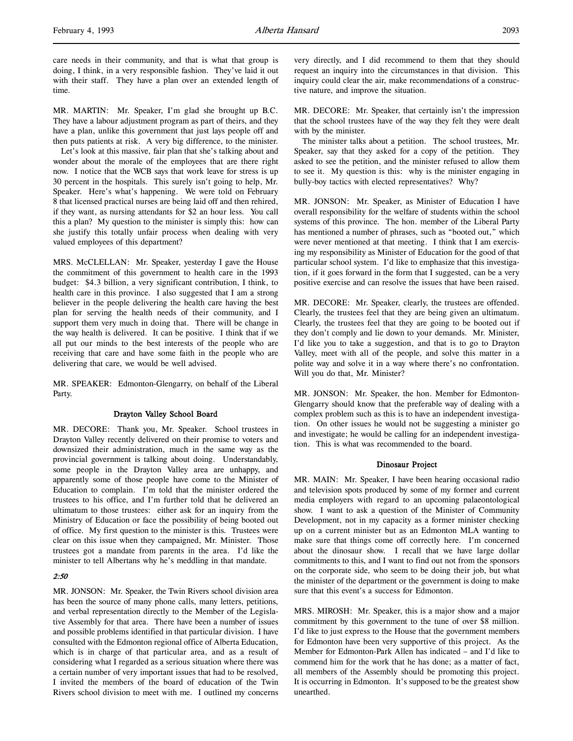care needs in their community, and that is what that group is doing, I think, in a very responsible fashion. They've laid it out with their staff. They have a plan over an extended length of time.

MR. MARTIN: Mr. Speaker, I'm glad she brought up B.C. They have a labour adjustment program as part of theirs, and they have a plan, unlike this government that just lays people off and then puts patients at risk. A very big difference, to the minister.

Let's look at this massive, fair plan that she's talking about and wonder about the morale of the employees that are there right now. I notice that the WCB says that work leave for stress is up 30 percent in the hospitals. This surely isn't going to help, Mr. Speaker. Here's what's happening. We were told on February 8 that licensed practical nurses are being laid off and then rehired, if they want, as nursing attendants for $2 an hour less. You call this a plan? My question to the minister is simply this: how can she justify this totally unfair process when dealing with very valued employees of this department?

MRS. McCLELLAN: Mr. Speaker, yesterday I gave the House the commitment of this government to health care in the 1993 budget: $4.3 billion, a very significant contribution, I think, to health care in this province. I also suggested that I am a strong believer in the people delivering the health care having the best plan for serving the health needs of their community, and I support them very much in doing that. There will be change in the way health is delivered. It can be positive. I think that if we all put our minds to the best interests of the people who are receiving that care and have some faith in the people who are delivering that care, we would be well advised.

MR. SPEAKER: Edmonton-Glengarry, on behalf of the Liberal Party.

### Drayton Valley School Board

MR. DECORE: Thank you, Mr. Speaker. School trustees in Drayton Valley recently delivered on their promise to voters and downsized their administration, much in the same way as the provincial government is talking about doing. Understandably, some people in the Drayton Valley area are unhappy, and apparently some of those people have come to the Minister of Education to complain. I'm told that the minister ordered the trustees to his office, and I'm further told that he delivered an ultimatum to those trustees: either ask for an inquiry from the Ministry of Education or face the possibility of being booted out of office. My first question to the minister is this. Trustees were clear on this issue when they campaigned, Mr. Minister. Those trustees got a mandate from parents in the area. I'd like the minister to tell Albertans why he's meddling in that mandate.

*2:50*

MR. JONSON: Mr. Speaker, the Twin Rivers school division area has been the source of many phone calls, many letters, petitions, and verbal representation directly to the Member of the Legislative Assembly for that area. There have been a number of issues and possible problems identified in that particular division. I have consulted with the Edmonton regional office of Alberta Education, which is in charge of that particular area, and as a result of considering what I regarded as a serious situation where there was a certain number of very important issues that had to be resolved, I invited the members of the board of education of the Twin Rivers school division to meet with me. I outlined my concerns very directly, and I did recommend to them that they should request an inquiry into the circumstances in that division. This inquiry could clear the air, make recommendations of a constructive nature, and improve the situation.

MR. DECORE: Mr. Speaker, that certainly isn't the impression that the school trustees have of the way they felt they were dealt with by the minister.

The minister talks about a petition. The school trustees, Mr. Speaker, say that they asked for a copy of the petition. They asked to see the petition, and the minister refused to allow them to see it. My question is this: why is the minister engaging in bully-boy tactics with elected representatives? Why?

MR. JONSON: Mr. Speaker, as Minister of Education I have overall responsibility for the welfare of students within the school systems of this province. The hon. member of the Liberal Party has mentioned a number of phrases, such as "booted out," which were never mentioned at that meeting. I think that I am exercising my responsibility as Minister of Education for the good of that particular school system. I'd like to emphasize that this investigation, if it goes forward in the form that I suggested, can be a very positive exercise and can resolve the issues that have been raised.

MR. DECORE: Mr. Speaker, clearly, the trustees are offended. Clearly, the trustees feel that they are being given an ultimatum. Clearly, the trustees feel that they are going to be booted out if they don't comply and lie down to your demands. Mr. Minister, I'd like you to take a suggestion, and that is to go to Drayton Valley, meet with all of the people, and solve this matter in a polite way and solve it in a way where there's no confrontation. Will you do that, Mr. Minister?

MR. JONSON: Mr. Speaker, the hon. Member for Edmonton-Glengarry should know that the preferable way of dealing with a complex problem such as this is to have an independent investigation. On other issues he would not be suggesting a minister go and investigate; he would be calling for an independent investigation. This is what was recommended to the board.

### Dinosaur Project

MR. MAIN: Mr. Speaker, I have been hearing occasional radio and television spots produced by some of my former and current media employers with regard to an upcoming palaeontological show. I want to ask a question of the Minister of Community Development, not in my capacity as a former minister checking up on a current minister but as an Edmonton MLA wanting to make sure that things come off correctly here. I'm concerned about the dinosaur show. I recall that we have large dollar commitments to this, and I want to find out not from the sponsors on the corporate side, who seem to be doing their job, but what the minister of the department or the government is doing to make sure that this event's a success for Edmonton.

MRS. MIROSH: Mr. Speaker, this is a major show and a major commitment by this government to the tune of over $8 million. I'd like to just express to the House that the government members for Edmonton have been very supportive of this project. As the Member for Edmonton-Park Allen has indicated – and I'd like to commend him for the work that he has done; as a matter of fact, all members of the Assembly should be promoting this project. It is occurring in Edmonton. It's supposed to be the greatest show unearthed.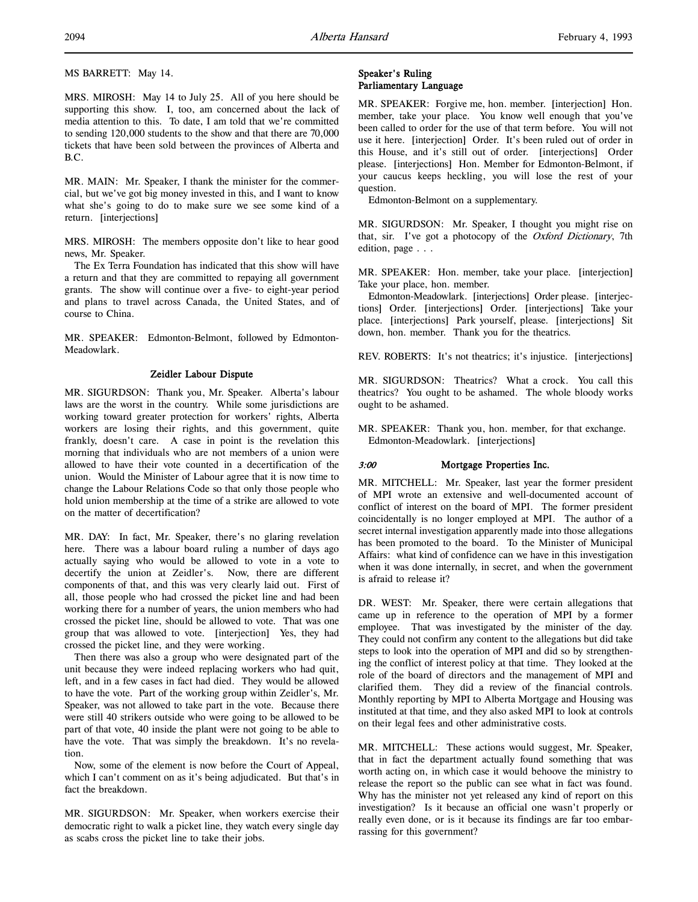MS BARRETT: May 14.

MRS. MIROSH: May 14 to July 25. All of you here should be supporting this show. I, too, am concerned about the lack of media attention to this. To date, I am told that we're committed to sending 120,000 students to the show and that there are 70,000 tickets that have been sold between the provinces of Alberta and B.C.

MR. MAIN: Mr. Speaker, I thank the minister for the commercial, but we've got big money invested in this, and I want to know what she's going to do to make sure we see some kind of a return. [interjections]

MRS. MIROSH: The members opposite don't like to hear good news, Mr. Speaker.

The Ex Terra Foundation has indicated that this show will have a return and that they are committed to repaying all government grants. The show will continue over a five- to eight-year period and plans to travel across Canada, the United States, and of course to China.

MR. SPEAKER: Edmonton-Belmont, followed by Edmonton-Meadowlark.

### Zeidler Labour Dispute

MR. SIGURDSON: Thank you, Mr. Speaker. Alberta's labour laws are the worst in the country. While some jurisdictions are working toward greater protection for workers' rights, Alberta workers are losing their rights, and this government, quite frankly, doesn't care. A case in point is the revelation this morning that individuals who are not members of a union were allowed to have their vote counted in a decertification of the union. Would the Minister of Labour agree that it is now time to change the Labour Relations Code so that only those people who hold union membership at the time of a strike are allowed to vote on the matter of decertification?

MR. DAY: In fact, Mr. Speaker, there's no glaring revelation here. There was a labour board ruling a number of days ago actually saying who would be allowed to vote in a vote to decertify the union at Zeidler's. Now, there are different components of that, and this was very clearly laid out. First of all, those people who had crossed the picket line and had been working there for a number of years, the union members who had crossed the picket line, should be allowed to vote. That was one group that was allowed to vote. [interjection] Yes, they had crossed the picket line, and they were working.

Then there was also a group who were designated part of the unit because they were indeed replacing workers who had quit, left, and in a few cases in fact had died. They would be allowed to have the vote. Part of the working group within Zeidler's, Mr. Speaker, was not allowed to take part in the vote. Because there were still 40 strikers outside who were going to be allowed to be part of that vote, 40 inside the plant were not going to be able to have the vote. That was simply the breakdown. It's no revelation.

Now, some of the element is now before the Court of Appeal, which I can't comment on as it's being adjudicated. But that's in fact the breakdown.

MR. SIGURDSON: Mr. Speaker, when workers exercise their democratic right to walk a picket line, they watch every single day as scabs cross the picket line to take their jobs.

### Speaker's Ruling
### Parliamentary Language

MR. SPEAKER: Forgive me, hon. member. [interjection] Hon. member, take your place. You know well enough that you've been called to order for the use of that term before. You will not use it here. [interjection] Order. It's been ruled out of order in this House, and it's still out of order. [interjections] Order please. [interjections] Hon. Member for Edmonton-Belmont, if your caucus keeps heckling, you will lose the rest of your question.

Edmonton-Belmont on a supplementary.

MR. SIGURDSON: Mr. Speaker, I thought you might rise on that, sir. I've got a photocopy of the *Oxford Dictionary*, 7th edition, page . . .

MR. SPEAKER: Hon. member, take your place. [interjection] Take your place, hon. member.

Edmonton-Meadowlark. [interjections] Order please. [interjections] Order. [interjections] Order. [interjections] Take your place. [interjections] Park yourself, please. [interjections] Sit down, hon. member. Thank you for the theatrics.

REV. ROBERTS: It's not theatrics; it's injustice. [interjections]

MR. SIGURDSON: Theatrics? What a crock. You call this theatrics? You ought to be ashamed. The whole bloody works ought to be ashamed.

MR. SPEAKER: Thank you, hon. member, for that exchange.

Edmonton-Meadowlark. [interjections]

### *3:00* Mortgage Properties Inc.

MR. MITCHELL: Mr. Speaker, last year the former president of MPI wrote an extensive and well-documented account of conflict of interest on the board of MPI. The former president coincidentally is no longer employed at MPI. The author of a secret internal investigation apparently made into those allegations has been promoted to the board. To the Minister of Municipal Affairs: what kind of confidence can we have in this investigation when it was done internally, in secret, and when the government is afraid to release it?

DR. WEST: Mr. Speaker, there were certain allegations that came up in reference to the operation of MPI by a former employee. That was investigated by the minister of the day. They could not confirm any content to the allegations but did take steps to look into the operation of MPI and did so by strengthening the conflict of interest policy at that time. They looked at the role of the board of directors and the management of MPI and clarified them. They did a review of the financial controls. Monthly reporting by MPI to Alberta Mortgage and Housing was instituted at that time, and they also asked MPI to look at controls on their legal fees and other administrative costs.

MR. MITCHELL: These actions would suggest, Mr. Speaker, that in fact the department actually found something that was worth acting on, in which case it would behoove the ministry to release the report so the public can see what in fact was found. Why has the minister not yet released any kind of report on this investigation? Is it because an official one wasn't properly or really even done, or is it because its findings are far too embarrassing for this government?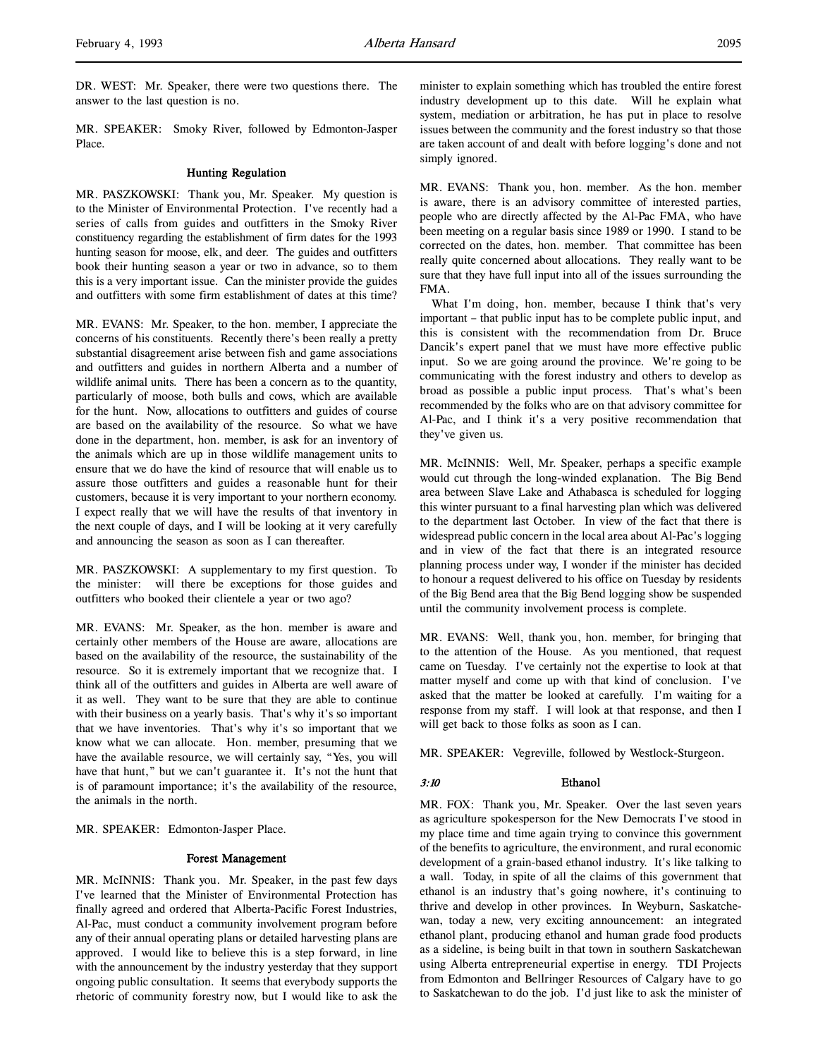DR. WEST: Mr. Speaker, there were two questions there. The answer to the last question is no.

MR. SPEAKER: Smoky River, followed by Edmonton-Jasper Place.

### Hunting Regulation

MR. PASZKOWSKI: Thank you, Mr. Speaker. My question is to the Minister of Environmental Protection. I've recently had a series of calls from guides and outfitters in the Smoky River constituency regarding the establishment of firm dates for the 1993 hunting season for moose, elk, and deer. The guides and outfitters book their hunting season a year or two in advance, so to them this is a very important issue. Can the minister provide the guides and outfitters with some firm establishment of dates at this time?

MR. EVANS: Mr. Speaker, to the hon. member, I appreciate the concerns of his constituents. Recently there's been really a pretty substantial disagreement arise between fish and game associations and outfitters and guides in northern Alberta and a number of wildlife animal units. There has been a concern as to the quantity, particularly of moose, both bulls and cows, which are available for the hunt. Now, allocations to outfitters and guides of course are based on the availability of the resource. So what we have done in the department, hon. member, is ask for an inventory of the animals which are up in those wildlife management units to ensure that we do have the kind of resource that will enable us to assure those outfitters and guides a reasonable hunt for their customers, because it is very important to your northern economy. I expect really that we will have the results of that inventory in the next couple of days, and I will be looking at it very carefully and announcing the season as soon as I can thereafter.

MR. PASZKOWSKI: A supplementary to my first question. To the minister: will there be exceptions for those guides and outfitters who booked their clientele a year or two ago?

MR. EVANS: Mr. Speaker, as the hon. member is aware and certainly other members of the House are aware, allocations are based on the availability of the resource, the sustainability of the resource. So it is extremely important that we recognize that. I think all of the outfitters and guides in Alberta are well aware of it as well. They want to be sure that they are able to continue with their business on a yearly basis. That's why it's so important that we have inventories. That's why it's so important that we know what we can allocate. Hon. member, presuming that we have the available resource, we will certainly say, "Yes, you will have that hunt," but we can't guarantee it. It's not the hunt that is of paramount importance; it's the availability of the resource, the animals in the north.

MR. SPEAKER: Edmonton-Jasper Place.

### Forest Management

MR. McINNIS: Thank you. Mr. Speaker, in the past few days I've learned that the Minister of Environmental Protection has finally agreed and ordered that Alberta-Pacific Forest Industries, Al-Pac, must conduct a community involvement program before any of their annual operating plans or detailed harvesting plans are approved. I would like to believe this is a step forward, in line with the announcement by the industry yesterday that they support ongoing public consultation. It seems that everybody supports the rhetoric of community forestry now, but I would like to ask the minister to explain something which has troubled the entire forest industry development up to this date. Will he explain what system, mediation or arbitration, he has put in place to resolve issues between the community and the forest industry so that those are taken account of and dealt with before logging's done and not simply ignored.

MR. EVANS: Thank you, hon. member. As the hon. member is aware, there is an advisory committee of interested parties, people who are directly affected by the Al-Pac FMA, who have been meeting on a regular basis since 1989 or 1990. I stand to be corrected on the dates, hon. member. That committee has been really quite concerned about allocations. They really want to be sure that they have full input into all of the issues surrounding the FMA.

What I'm doing, hon. member, because I think that's very important – that public input has to be complete public input, and this is consistent with the recommendation from Dr. Bruce Dancik's expert panel that we must have more effective public input. So we are going around the province. We're going to be communicating with the forest industry and others to develop as broad as possible a public input process. That's what's been recommended by the folks who are on that advisory committee for Al-Pac, and I think it's a very positive recommendation that they've given us.

MR. McINNIS: Well, Mr. Speaker, perhaps a specific example would cut through the long-winded explanation. The Big Bend area between Slave Lake and Athabasca is scheduled for logging this winter pursuant to a final harvesting plan which was delivered to the department last October. In view of the fact that there is widespread public concern in the local area about Al-Pac's logging and in view of the fact that there is an integrated resource planning process under way, I wonder if the minister has decided to honour a request delivered to his office on Tuesday by residents of the Big Bend area that the Big Bend logging show be suspended until the community involvement process is complete.

MR. EVANS: Well, thank you, hon. member, for bringing that to the attention of the House. As you mentioned, that request came on Tuesday. I've certainly not the expertise to look at that matter myself and come up with that kind of conclusion. I've asked that the matter be looked at carefully. I'm waiting for a response from my staff. I will look at that response, and then I will get back to those folks as soon as I can.

MR. SPEAKER: Vegreville, followed by Westlock-Sturgeon.

*3:10*

### Ethanol

MR. FOX: Thank you, Mr. Speaker. Over the last seven years as agriculture spokesperson for the New Democrats I've stood in my place time and time again trying to convince this government of the benefits to agriculture, the environment, and rural economic development of a grain-based ethanol industry. It's like talking to a wall. Today, in spite of all the claims of this government that ethanol is an industry that's going nowhere, it's continuing to thrive and develop in other provinces. In Weyburn, Saskatchewan, today a new, very exciting announcement: an integrated ethanol plant, producing ethanol and human grade food products as a sideline, is being built in that town in southern Saskatchewan using Alberta entrepreneurial expertise in energy. TDI Projects from Edmonton and Bellringer Resources of Calgary have to go to Saskatchewan to do the job. I'd just like to ask the minister of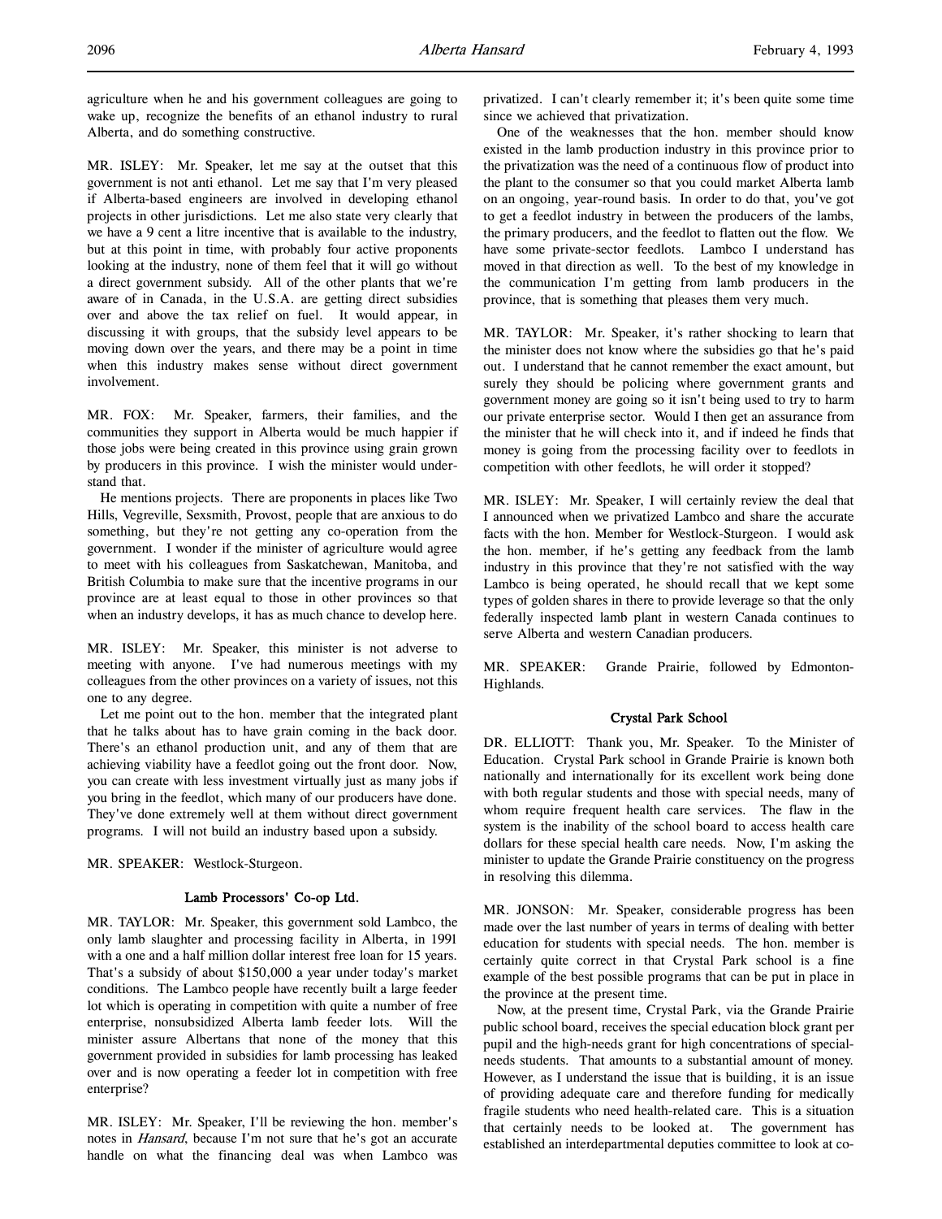agriculture when he and his government colleagues are going to wake up, recognize the benefits of an ethanol industry to rural Alberta, and do something constructive.

MR. ISLEY: Mr. Speaker, let me say at the outset that this government is not anti ethanol. Let me say that I'm very pleased if Alberta-based engineers are involved in developing ethanol projects in other jurisdictions. Let me also state very clearly that we have a 9 cent a litre incentive that is available to the industry, but at this point in time, with probably four active proponents looking at the industry, none of them feel that it will go without a direct government subsidy. All of the other plants that we're aware of in Canada, in the U.S.A. are getting direct subsidies over and above the tax relief on fuel. It would appear, in discussing it with groups, that the subsidy level appears to be moving down over the years, and there may be a point in time when this industry makes sense without direct government involvement.

MR. FOX: Mr. Speaker, farmers, their families, and the communities they support in Alberta would be much happier if those jobs were being created in this province using grain grown by producers in this province. I wish the minister would understand that.

He mentions projects. There are proponents in places like Two Hills, Vegreville, Sexsmith, Provost, people that are anxious to do something, but they're not getting any co-operation from the government. I wonder if the minister of agriculture would agree to meet with his colleagues from Saskatchewan, Manitoba, and British Columbia to make sure that the incentive programs in our province are at least equal to those in other provinces so that when an industry develops, it has as much chance to develop here.

MR. ISLEY: Mr. Speaker, this minister is not adverse to meeting with anyone. I've had numerous meetings with my colleagues from the other provinces on a variety of issues, not this one to any degree.

Let me point out to the hon. member that the integrated plant that he talks about has to have grain coming in the back door. There's an ethanol production unit, and any of them that are achieving viability have a feedlot going out the front door. Now, you can create with less investment virtually just as many jobs if you bring in the feedlot, which many of our producers have done. They've done extremely well at them without direct government programs. I will not build an industry based upon a subsidy.

MR. SPEAKER: Westlock-Sturgeon.

### Lamb Processors' Co-op Ltd.

MR. TAYLOR: Mr. Speaker, this government sold Lambco, the only lamb slaughter and processing facility in Alberta, in 1991 with a one and a half million dollar interest free loan for 15 years. That's a subsidy of about $150,000 a year under today's market conditions. The Lambco people have recently built a large feeder lot which is operating in competition with quite a number of free enterprise, nonsubsidized Alberta lamb feeder lots. Will the minister assure Albertans that none of the money that this government provided in subsidies for lamb processing has leaked over and is now operating a feeder lot in competition with free enterprise?

MR. ISLEY: Mr. Speaker, I'll be reviewing the hon. member's notes in *Hansard*, because I'm not sure that he's got an accurate handle on what the financing deal was when Lambco was privatized. I can't clearly remember it; it's been quite some time since we achieved that privatization.

One of the weaknesses that the hon. member should know existed in the lamb production industry in this province prior to the privatization was the need of a continuous flow of product into the plant to the consumer so that you could market Alberta lamb on an ongoing, year-round basis. In order to do that, you've got to get a feedlot industry in between the producers of the lambs, the primary producers, and the feedlot to flatten out the flow. We have some private-sector feedlots. Lambco I understand has moved in that direction as well. To the best of my knowledge in the communication I'm getting from lamb producers in the province, that is something that pleases them very much.

MR. TAYLOR: Mr. Speaker, it's rather shocking to learn that the minister does not know where the subsidies go that he's paid out. I understand that he cannot remember the exact amount, but surely they should be policing where government grants and government money are going so it isn't being used to try to harm our private enterprise sector. Would I then get an assurance from the minister that he will check into it, and if indeed he finds that money is going from the processing facility over to feedlots in competition with other feedlots, he will order it stopped?

MR. ISLEY: Mr. Speaker, I will certainly review the deal that I announced when we privatized Lambco and share the accurate facts with the hon. Member for Westlock-Sturgeon. I would ask the hon. member, if he's getting any feedback from the lamb industry in this province that they're not satisfied with the way Lambco is being operated, he should recall that we kept some types of golden shares in there to provide leverage so that the only federally inspected lamb plant in western Canada continues to serve Alberta and western Canadian producers.

MR. SPEAKER: Grande Prairie, followed by Edmonton-Highlands.

### Crystal Park School

DR. ELLIOTT: Thank you, Mr. Speaker. To the Minister of Education. Crystal Park school in Grande Prairie is known both nationally and internationally for its excellent work being done with both regular students and those with special needs, many of whom require frequent health care services. The flaw in the system is the inability of the school board to access health care dollars for these special health care needs. Now, I'm asking the minister to update the Grande Prairie constituency on the progress in resolving this dilemma.

MR. JONSON: Mr. Speaker, considerable progress has been made over the last number of years in terms of dealing with better education for students with special needs. The hon. member is certainly quite correct in that Crystal Park school is a fine example of the best possible programs that can be put in place in the province at the present time.

Now, at the present time, Crystal Park, via the Grande Prairie public school board, receives the special education block grant per pupil and the high-needs grant for high concentrations of special-needs students. That amounts to a substantial amount of money. However, as I understand the issue that is building, it is an issue of providing adequate care and therefore funding for medically fragile students who need health-related care. This is a situation that certainly needs to be looked at. The government has established an interdepartmental deputies committee to look at co-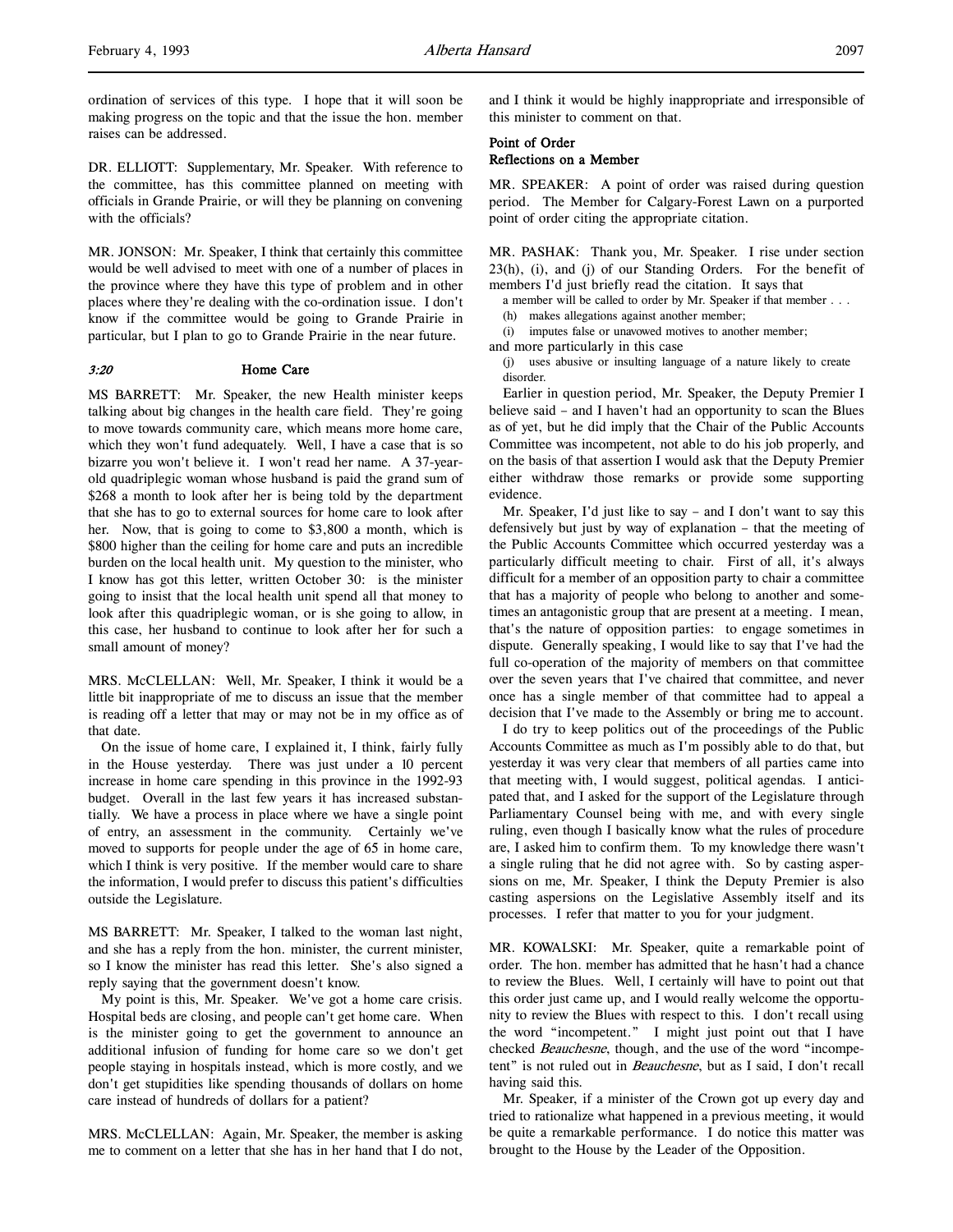ordination of services of this type. I hope that it will soon be making progress on the topic and that the issue the hon. member raises can be addressed.

DR. ELLIOTT: Supplementary, Mr. Speaker. With reference to the committee, has this committee planned on meeting with officials in Grande Prairie, or will they be planning on convening with the officials?

MR. JONSON: Mr. Speaker, I think that certainly this committee would be well advised to meet with one of a number of places in the province where they have this type of problem and in other places where they're dealing with the co-ordination issue. I don't know if the committee would be going to Grande Prairie in particular, but I plan to go to Grande Prairie in the near future.

*3:20* **Home Care**

MS BARRETT: Mr. Speaker, the new Health minister keeps talking about big changes in the health care field. They're going to move towards community care, which means more home care, which they won't fund adequately. Well, I have a case that is so bizarre you won't believe it. I won't read her name. A 37-year-old quadriplegic woman whose husband is paid the grand sum of $268 a month to look after her is being told by the department that she has to go to external sources for home care to look after her. Now, that is going to come to $3,800 a month, which is $800 higher than the ceiling for home care and puts an incredible burden on the local health unit. My question to the minister, who I know has got this letter, written October 30: is the minister going to insist that the local health unit spend all that money to look after this quadriplegic woman, or is she going to allow, in this case, her husband to continue to look after her for such a small amount of money?

MRS. McCLELLAN: Well, Mr. Speaker, I think it would be a little bit inappropriate of me to discuss an issue that the member is reading off a letter that may or may not be in my office as of that date.

On the issue of home care, I explained it, I think, fairly fully in the House yesterday. There was just under a 10 percent increase in home care spending in this province in the 1992-93 budget. Overall in the last few years it has increased substantially. We have a process in place where we have a single point of entry, an assessment in the community. Certainly we've moved to supports for people under the age of 65 in home care, which I think is very positive. If the member would care to share the information, I would prefer to discuss this patient's difficulties outside the Legislature.

MS BARRETT: Mr. Speaker, I talked to the woman last night, and she has a reply from the hon. minister, the current minister, so I know the minister has read this letter. She's also signed a reply saying that the government doesn't know.

My point is this, Mr. Speaker. We've got a home care crisis. Hospital beds are closing, and people can't get home care. When is the minister going to get the government to announce an additional infusion of funding for home care so we don't get people staying in hospitals instead, which is more costly, and we don't get stupidities like spending thousands of dollars on home care instead of hundreds of dollars for a patient?

MRS. McCLELLAN: Again, Mr. Speaker, the member is asking me to comment on a letter that she has in her hand that I do not, and I think it would be highly inappropriate and irresponsible of this minister to comment on that.

**Point of Order**
**Reflections on a Member**

MR. SPEAKER: A point of order was raised during question period. The Member for Calgary-Forest Lawn on a purported point of order citing the appropriate citation.

MR. PASHAK: Thank you, Mr. Speaker. I rise under section 23(h), (i), and (j) of our Standing Orders. For the benefit of members I'd just briefly read the citation. It says that

> a member will be called to order by Mr. Speaker if that member . . .
> (h) makes allegations against another member;
> (i) imputes false or unavowed motives to another member;

and more particularly in this case

> (j) uses abusive or insulting language of a nature likely to create disorder.

Earlier in question period, Mr. Speaker, the Deputy Premier I believe said – and I haven't had an opportunity to scan the Blues as of yet, but he did imply that the Chair of the Public Accounts Committee was incompetent, not able to do his job properly, and on the basis of that assertion I would ask that the Deputy Premier either withdraw those remarks or provide some supporting evidence.

Mr. Speaker, I'd just like to say – and I don't want to say this defensively but just by way of explanation – that the meeting of the Public Accounts Committee which occurred yesterday was a particularly difficult meeting to chair. First of all, it's always difficult for a member of an opposition party to chair a committee that has a majority of people who belong to another and sometimes an antagonistic group that are present at a meeting. I mean, that's the nature of opposition parties: to engage sometimes in dispute. Generally speaking, I would like to say that I've had the full co-operation of the majority of members on that committee over the seven years that I've chaired that committee, and never once has a single member of that committee had to appeal a decision that I've made to the Assembly or bring me to account.

I do try to keep politics out of the proceedings of the Public Accounts Committee as much as I'm possibly able to do that, but yesterday it was very clear that members of all parties came into that meeting with, I would suggest, political agendas. I anticipated that, and I asked for the support of the Legislature through Parliamentary Counsel being with me, and with every single ruling, even though I basically know what the rules of procedure are, I asked him to confirm them. To my knowledge there wasn't a single ruling that he did not agree with. So by casting aspersions on me, Mr. Speaker, I think the Deputy Premier is also casting aspersions on the Legislative Assembly itself and its processes. I refer that matter to you for your judgment.

MR. KOWALSKI: Mr. Speaker, quite a remarkable point of order. The hon. member has admitted that he hasn't had a chance to review the Blues. Well, I certainly will have to point out that this order just came up, and I would really welcome the opportunity to review the Blues with respect to this. I don't recall using the word "incompetent." I might just point out that I have checked *Beauchesne*, though, and the use of the word "incompetent" is not ruled out in *Beauchesne*, but as I said, I don't recall having said this.

Mr. Speaker, if a minister of the Crown got up every day and tried to rationalize what happened in a previous meeting, it would be quite a remarkable performance. I do notice this matter was brought to the House by the Leader of the Opposition.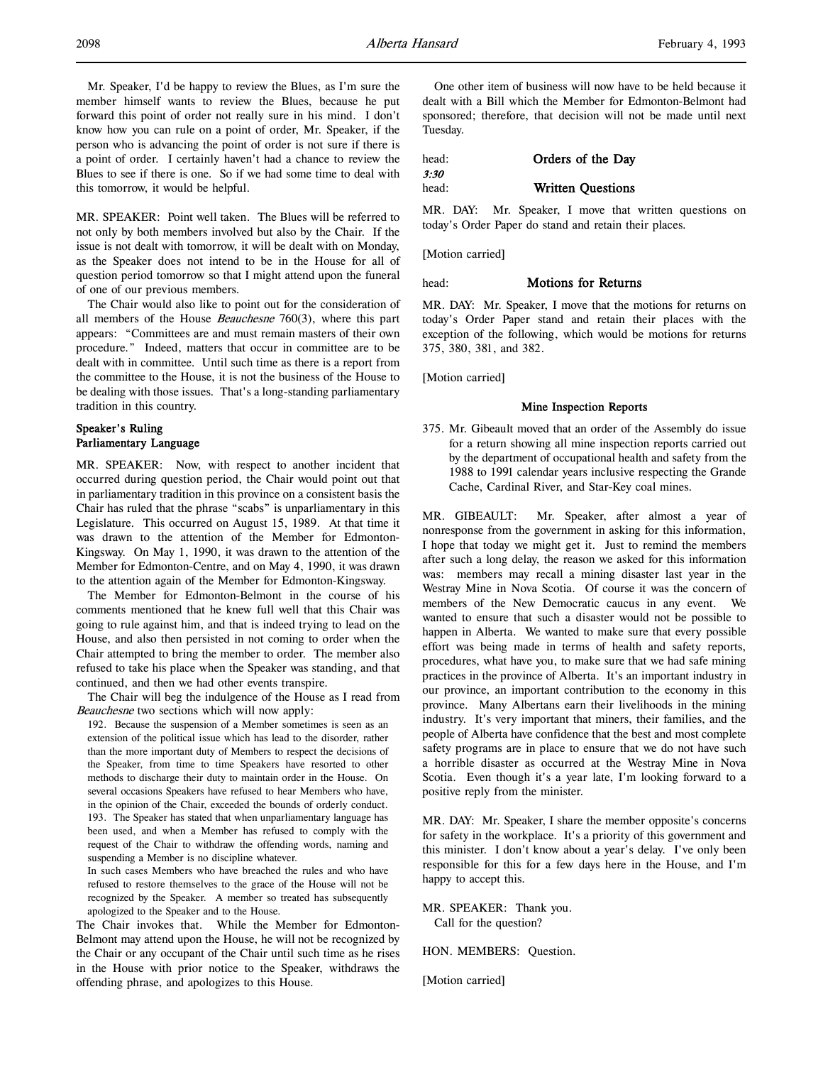Mr. Speaker, I'd be happy to review the Blues, as I'm sure the member himself wants to review the Blues, because he put forward this point of order not really sure in his mind. I don't know how you can rule on a point of order, Mr. Speaker, if the person who is advancing the point of order is not sure if there is a point of order. I certainly haven't had a chance to review the Blues to see if there is one. So if we had some time to deal with this tomorrow, it would be helpful.

MR. SPEAKER: Point well taken. The Blues will be referred to not only by both members involved but also by the Chair. If the issue is not dealt with tomorrow, it will be dealt with on Monday, as the Speaker does not intend to be in the House for all of question period tomorrow so that I might attend upon the funeral of one of our previous members.

The Chair would also like to point out for the consideration of all members of the House *Beauchesne* 760(3), where this part appears: "Committees are and must remain masters of their own procedure." Indeed, matters that occur in committee are to be dealt with in committee. Until such time as there is a report from the committee to the House, it is not the business of the House to be dealing with those issues. That's a long-standing parliamentary tradition in this country.

### Speaker's Ruling
### Parliamentary Language

MR. SPEAKER: Now, with respect to another incident that occurred during question period, the Chair would point out that in parliamentary tradition in this province on a consistent basis the Chair has ruled that the phrase "scabs" is unparliamentary in this Legislature. This occurred on August 15, 1989. At that time it was drawn to the attention of the Member for Edmonton-Kingsway. On May 1, 1990, it was drawn to the attention of the Member for Edmonton-Centre, and on May 4, 1990, it was drawn to the attention again of the Member for Edmonton-Kingsway.

The Member for Edmonton-Belmont in the course of his comments mentioned that he knew full well that this Chair was going to rule against him, and that is indeed trying to lead on the House, and also then persisted in not coming to order when the Chair attempted to bring the member to order. The member also refused to take his place when the Speaker was standing, and that continued, and then we had other events transpire.

The Chair will beg the indulgence of the House as I read from *Beauchesne* two sections which will now apply:

> 192. Because the suspension of a Member sometimes is seen as an extension of the political issue which has lead to the disorder, rather than the more important duty of Members to respect the decisions of the Speaker, from time to time Speakers have resorted to other methods to discharge their duty to maintain order in the House. On several occasions Speakers have refused to hear Members who have, in the opinion of the Chair, exceeded the bounds of orderly conduct.
>
> 193. The Speaker has stated that when unparliamentary language has been used, and when a Member has refused to comply with the request of the Chair to withdraw the offending words, naming and suspending a Member is no discipline whatever.
>
> In such cases Members who have breached the rules and who have refused to restore themselves to the grace of the House will not be recognized by the Speaker. A member so treated has subsequently apologized to the Speaker and to the House.

The Chair invokes that. While the Member for Edmonton-Belmont may attend upon the House, he will not be recognized by the Chair or any occupant of the Chair until such time as he rises in the House with prior notice to the Speaker, withdraws the offending phrase, and apologizes to this House.

One other item of business will now have to be held because it dealt with a Bill which the Member for Edmonton-Belmont had sponsored; therefore, that decision will not be made until next Tuesday.

head: **Orders of the Day**

*3:30*

head: **Written Questions**

MR. DAY: Mr. Speaker, I move that written questions on today's Order Paper do stand and retain their places.

[Motion carried]

head: **Motions for Returns**

MR. DAY: Mr. Speaker, I move that the motions for returns on today's Order Paper stand and retain their places with the exception of the following, which would be motions for returns 375, 380, 381, and 382.

[Motion carried]

### Mine Inspection Reports

375. Mr. Gibeault moved that an order of the Assembly do issue for a return showing all mine inspection reports carried out by the department of occupational health and safety from the 1988 to 1991 calendar years inclusive respecting the Grande Cache, Cardinal River, and Star-Key coal mines.

MR. GIBEAULT: Mr. Speaker, after almost a year of nonresponse from the government in asking for this information, I hope that today we might get it. Just to remind the members after such a long delay, the reason we asked for this information was: members may recall a mining disaster last year in the Westray Mine in Nova Scotia. Of course it was the concern of members of the New Democratic caucus in any event. We wanted to ensure that such a disaster would not be possible to happen in Alberta. We wanted to make sure that every possible effort was being made in terms of health and safety reports, procedures, what have you, to make sure that we had safe mining practices in the province of Alberta. It's an important industry in our province, an important contribution to the economy in this province. Many Albertans earn their livelihoods in the mining industry. It's very important that miners, their families, and the people of Alberta have confidence that the best and most complete safety programs are in place to ensure that we do not have such a horrible disaster as occurred at the Westray Mine in Nova Scotia. Even though it's a year late, I'm looking forward to a positive reply from the minister.

MR. DAY: Mr. Speaker, I share the member opposite's concerns for safety in the workplace. It's a priority of this government and this minister. I don't know about a year's delay. I've only been responsible for this for a few days here in the House, and I'm happy to accept this.

MR. SPEAKER: Thank you.
Call for the question?

HON. MEMBERS: Question.

[Motion carried]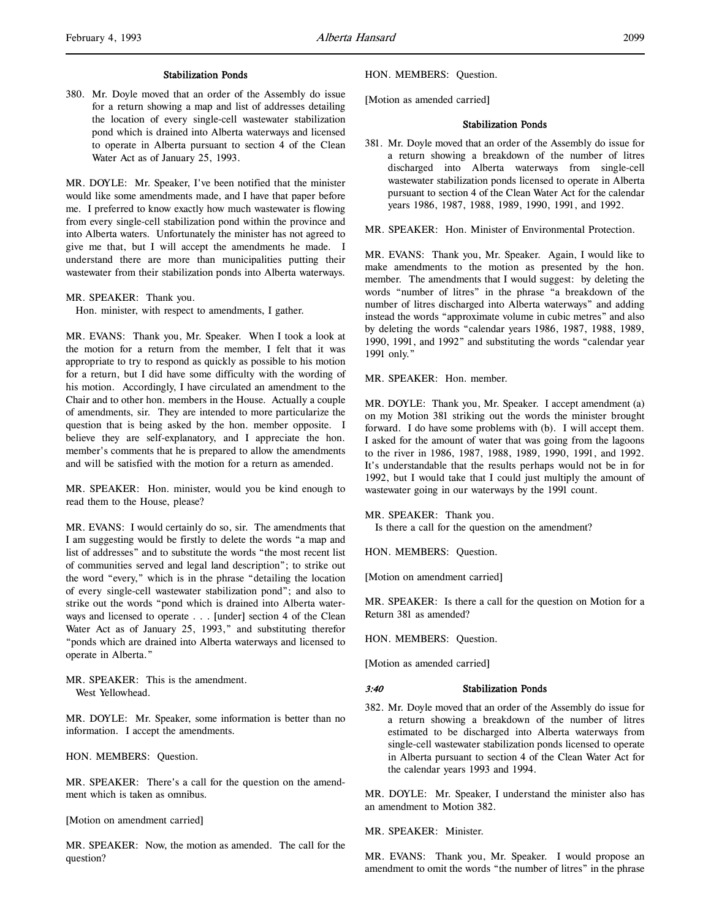### Stabilization Ponds

380. Mr. Doyle moved that an order of the Assembly do issue for a return showing a map and list of addresses detailing the location of every single-cell wastewater stabilization pond which is drained into Alberta waterways and licensed to operate in Alberta pursuant to section 4 of the Clean Water Act as of January 25, 1993.

MR. DOYLE: Mr. Speaker, I've been notified that the minister would like some amendments made, and I have that paper before me. I preferred to know exactly how much wastewater is flowing from every single-cell stabilization pond within the province and into Alberta waters. Unfortunately the minister has not agreed to give me that, but I will accept the amendments he made. I understand there are more than municipalities putting their wastewater from their stabilization ponds into Alberta waterways.

MR. SPEAKER: Thank you.
Hon. minister, with respect to amendments, I gather.

MR. EVANS: Thank you, Mr. Speaker. When I took a look at the motion for a return from the member, I felt that it was appropriate to try to respond as quickly as possible to his motion for a return, but I did have some difficulty with the wording of his motion. Accordingly, I have circulated an amendment to the Chair and to other hon. members in the House. Actually a couple of amendments, sir. They are intended to more particularize the question that is being asked by the hon. member opposite. I believe they are self-explanatory, and I appreciate the hon. member's comments that he is prepared to allow the amendments and will be satisfied with the motion for a return as amended.

MR. SPEAKER: Hon. minister, would you be kind enough to read them to the House, please?

MR. EVANS: I would certainly do so, sir. The amendments that I am suggesting would be firstly to delete the words "a map and list of addresses" and to substitute the words "the most recent list of communities served and legal land description"; to strike out the word "every," which is in the phrase "detailing the location of every single-cell wastewater stabilization pond"; and also to strike out the words "pond which is drained into Alberta waterways and licensed to operate . . . [under] section 4 of the Clean Water Act as of January 25, 1993," and substituting therefor "ponds which are drained into Alberta waterways and licensed to operate in Alberta."

MR. SPEAKER: This is the amendment.
West Yellowhead.

MR. DOYLE: Mr. Speaker, some information is better than no information. I accept the amendments.

HON. MEMBERS: Question.

MR. SPEAKER: There's a call for the question on the amendment which is taken as omnibus.

[Motion on amendment carried]

MR. SPEAKER: Now, the motion as amended. The call for the question?

HON. MEMBERS: Question.

[Motion as amended carried]

### Stabilization Ponds

381. Mr. Doyle moved that an order of the Assembly do issue for a return showing a breakdown of the number of litres discharged into Alberta waterways from single-cell wastewater stabilization ponds licensed to operate in Alberta pursuant to section 4 of the Clean Water Act for the calendar years 1986, 1987, 1988, 1989, 1990, 1991, and 1992.

MR. SPEAKER: Hon. Minister of Environmental Protection.

MR. EVANS: Thank you, Mr. Speaker. Again, I would like to make amendments to the motion as presented by the hon. member. The amendments that I would suggest: by deleting the words "number of litres" in the phrase "a breakdown of the number of litres discharged into Alberta waterways" and adding instead the words "approximate volume in cubic metres" and also by deleting the words "calendar years 1986, 1987, 1988, 1989, 1990, 1991, and 1992" and substituting the words "calendar year 1991 only."

MR. SPEAKER: Hon. member.

MR. DOYLE: Thank you, Mr. Speaker. I accept amendment (a) on my Motion 381 striking out the words the minister brought forward. I do have some problems with (b). I will accept them. I asked for the amount of water that was going from the lagoons to the river in 1986, 1987, 1988, 1989, 1990, 1991, and 1992. It's understandable that the results perhaps would not be in for 1992, but I would take that I could just multiply the amount of wastewater going in our waterways by the 1991 count.

MR. SPEAKER: Thank you.
Is there a call for the question on the amendment?

HON. MEMBERS: Question.

[Motion on amendment carried]

MR. SPEAKER: Is there a call for the question on Motion for a Return 381 as amended?

HON. MEMBERS: Question.

[Motion as amended carried]

*3:40*

### Stabilization Ponds

382. Mr. Doyle moved that an order of the Assembly do issue for a return showing a breakdown of the number of litres estimated to be discharged into Alberta waterways from single-cell wastewater stabilization ponds licensed to operate in Alberta pursuant to section 4 of the Clean Water Act for the calendar years 1993 and 1994.

MR. DOYLE: Mr. Speaker, I understand the minister also has an amendment to Motion 382.

MR. SPEAKER: Minister.

MR. EVANS: Thank you, Mr. Speaker. I would propose an amendment to omit the words "the number of litres" in the phrase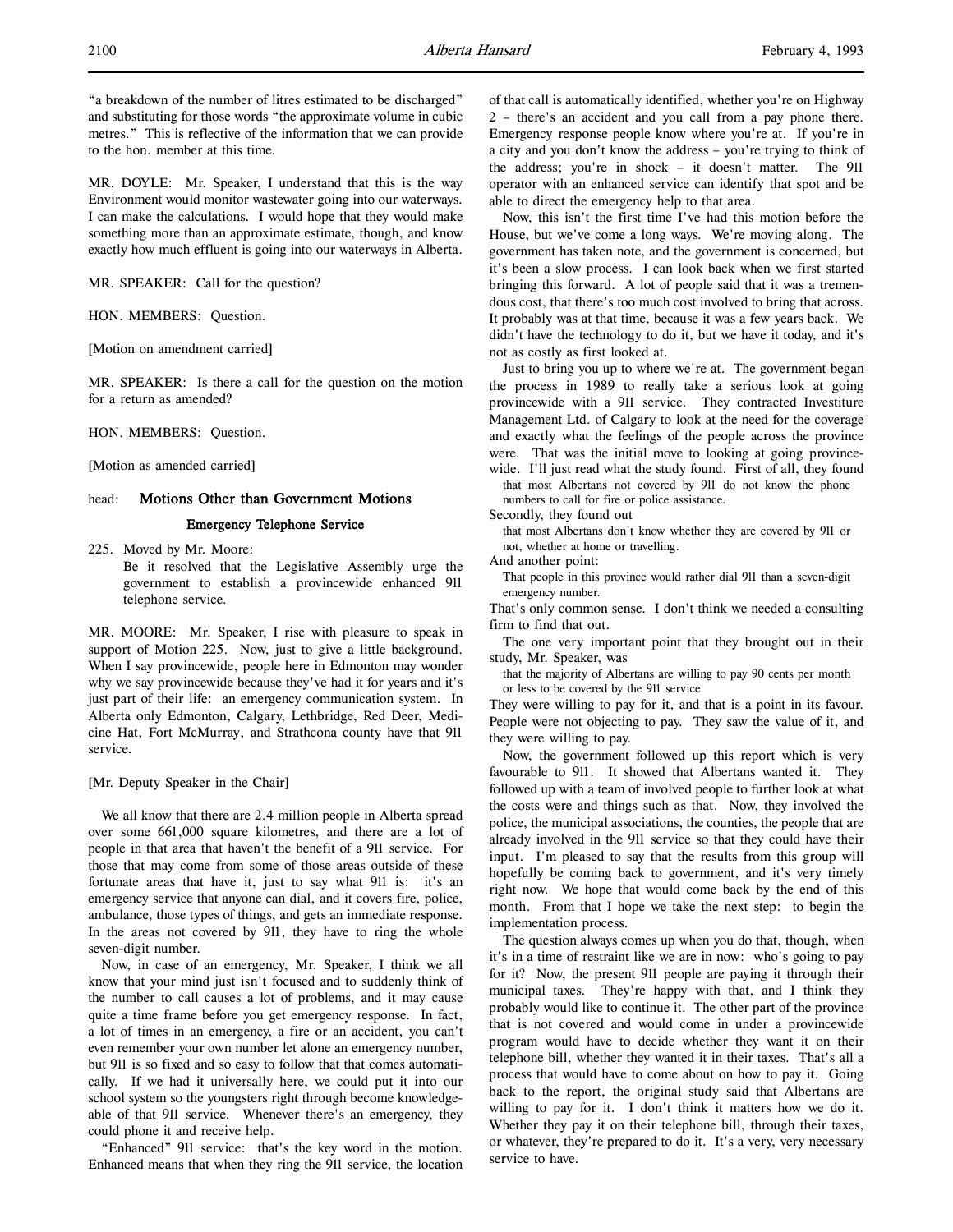"a breakdown of the number of litres estimated to be discharged" and substituting for those words "the approximate volume in cubic metres." This is reflective of the information that we can provide to the hon. member at this time.

MR. DOYLE: Mr. Speaker, I understand that this is the way Environment would monitor wastewater going into our waterways. I can make the calculations. I would hope that they would make something more than an approximate estimate, though, and know exactly how much effluent is going into our waterways in Alberta.

MR. SPEAKER: Call for the question?

HON. MEMBERS: Question.

[Motion on amendment carried]

MR. SPEAKER: Is there a call for the question on the motion for a return as amended?

HON. MEMBERS: Question.

[Motion as amended carried]

head: **Motions Other than Government Motions**

## Emergency Telephone Service

225. Moved by Mr. Moore:
Be it resolved that the Legislative Assembly urge the government to establish a provincewide enhanced 911 telephone service.

MR. MOORE: Mr. Speaker, I rise with pleasure to speak in support of Motion 225. Now, just to give a little background. When I say provincewide, people here in Edmonton may wonder why we say provincewide because they've had it for years and it's just part of their life: an emergency communication system. In Alberta only Edmonton, Calgary, Lethbridge, Red Deer, Medicine Hat, Fort McMurray, and Strathcona county have that 911 service.

[Mr. Deputy Speaker in the Chair]

We all know that there are 2.4 million people in Alberta spread over some 661,000 square kilometres, and there are a lot of people in that area that haven't the benefit of a 911 service. For those that may come from some of those areas outside of these fortunate areas that have it, just to say what 911 is: it's an emergency service that anyone can dial, and it covers fire, police, ambulance, those types of things, and gets an immediate response. In the areas not covered by 911, they have to ring the whole seven-digit number.

Now, in case of an emergency, Mr. Speaker, I think we all know that your mind just isn't focused and to suddenly think of the number to call causes a lot of problems, and it may cause quite a time frame before you get emergency response. In fact, a lot of times in an emergency, a fire or an accident, you can't even remember your own number let alone an emergency number, but 911 is so fixed and so easy to follow that that comes automatically. If we had it universally here, we could put it into our school system so the youngsters right through become knowledgeable of that 911 service. Whenever there's an emergency, they could phone it and receive help.

"Enhanced" 911 service: that's the key word in the motion. Enhanced means that when they ring the 911 service, the location of that call is automatically identified, whether you're on Highway 2 – there's an accident and you call from a pay phone there. Emergency response people know where you're at. If you're in a city and you don't know the address – you're trying to think of the address; you're in shock – it doesn't matter. The 911 operator with an enhanced service can identify that spot and be able to direct the emergency help to that area.

Now, this isn't the first time I've had this motion before the House, but we've come a long ways. We're moving along. The government has taken note, and the government is concerned, but it's been a slow process. I can look back when we first started bringing this forward. A lot of people said that it was a tremendous cost, that there's too much cost involved to bring that across. It probably was at that time, because it was a few years back. We didn't have the technology to do it, but we have it today, and it's not as costly as first looked at.

Just to bring you up to where we're at. The government began the process in 1989 to really take a serious look at going provincewide with a 911 service. They contracted Investiture Management Ltd. of Calgary to look at the need for the coverage and exactly what the feelings of the people across the province were. That was the initial move to looking at going provincewide. I'll just read what the study found. First of all, they found

> that most Albertans not covered by 911 do not know the phone numbers to call for fire or police assistance.

Secondly, they found out

> that most Albertans don't know whether they are covered by 911 or not, whether at home or travelling.

And another point:

> That people in this province would rather dial 911 than a seven-digit emergency number.

That's only common sense. I don't think we needed a consulting firm to find that out.

The one very important point that they brought out in their study, Mr. Speaker, was

> that the majority of Albertans are willing to pay 90 cents per month or less to be covered by the 911 service.

They were willing to pay for it, and that is a point in its favour. People were not objecting to pay. They saw the value of it, and they were willing to pay.

Now, the government followed up this report which is very favourable to 911. It showed that Albertans wanted it. They followed up with a team of involved people to further look at what the costs were and things such as that. Now, they involved the police, the municipal associations, the counties, the people that are already involved in the 911 service so that they could have their input. I'm pleased to say that the results from this group will hopefully be coming back to government, and it's very timely right now. We hope that would come back by the end of this month. From that I hope we take the next step: to begin the implementation process.

The question always comes up when you do that, though, when it's in a time of restraint like we are in now: who's going to pay for it? Now, the present 911 people are paying it through their municipal taxes. They're happy with that, and I think they probably would like to continue it. The other part of the province that is not covered and would come in under a provincewide program would have to decide whether they want it on their telephone bill, whether they wanted it in their taxes. That's all a process that would have to come about on how to pay it. Going back to the report, the original study said that Albertans are willing to pay for it. I don't think it matters how we do it. Whether they pay it on their telephone bill, through their taxes, or whatever, they're prepared to do it. It's a very, very necessary service to have.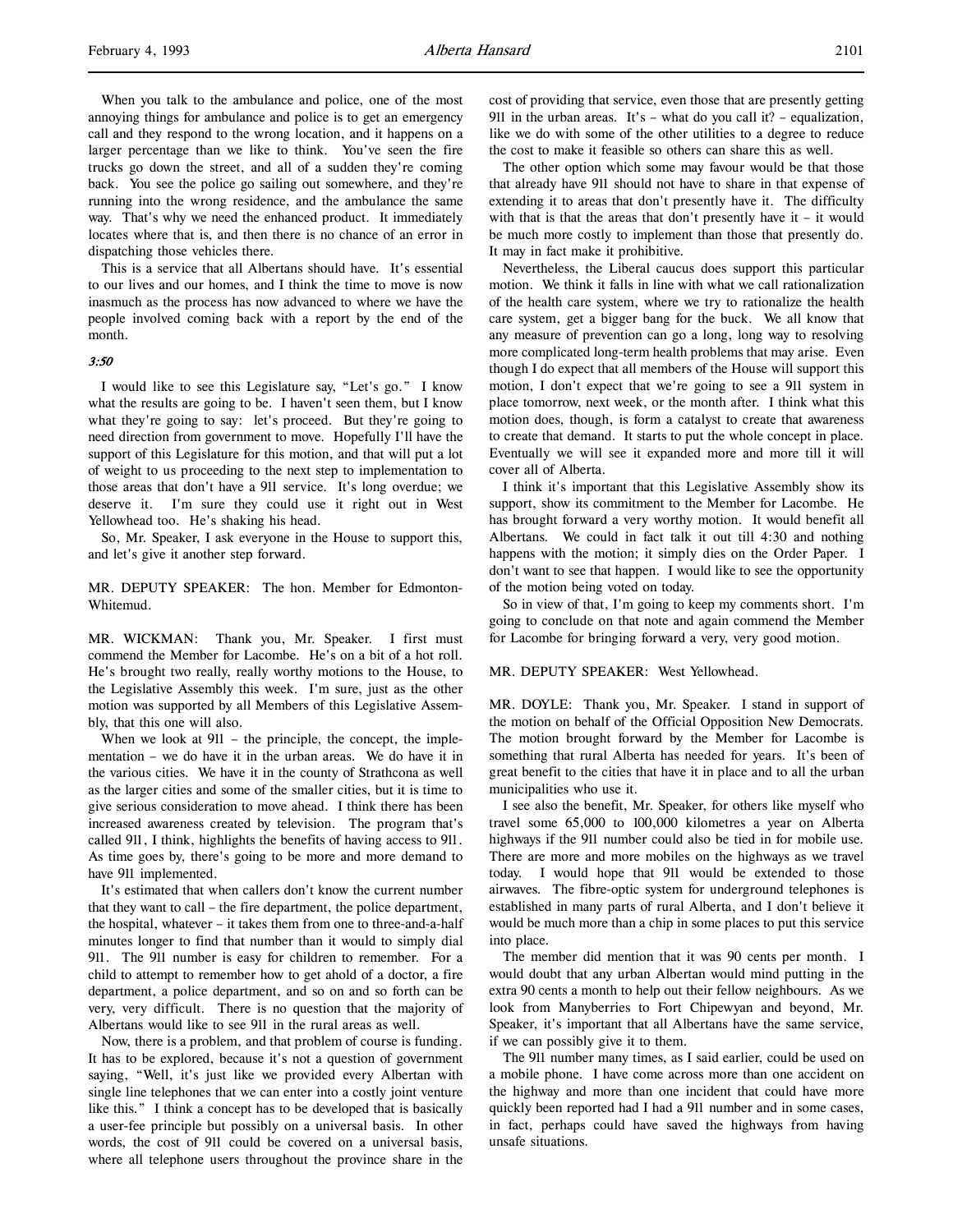When you talk to the ambulance and police, one of the most annoying things for ambulance and police is to get an emergency call and they respond to the wrong location, and it happens on a larger percentage than we like to think. You've seen the fire trucks go down the street, and all of a sudden they're coming back. You see the police go sailing out somewhere, and they're running into the wrong residence, and the ambulance the same way. That's why we need the enhanced product. It immediately locates where that is, and then there is no chance of an error in dispatching those vehicles there.

This is a service that all Albertans should have. It's essential to our lives and our homes, and I think the time to move is now inasmuch as the process has now advanced to where we have the people involved coming back with a report by the end of the month.

*3:50*

I would like to see this Legislature say, "Let's go." I know what the results are going to be. I haven't seen them, but I know what they're going to say: let's proceed. But they're going to need direction from government to move. Hopefully I'll have the support of this Legislature for this motion, and that will put a lot of weight to us proceeding to the next step to implementation to those areas that don't have a 911 service. It's long overdue; we deserve it. I'm sure they could use it right out in West Yellowhead too. He's shaking his head.

So, Mr. Speaker, I ask everyone in the House to support this, and let's give it another step forward.

MR. DEPUTY SPEAKER: The hon. Member for Edmonton-Whitemud.

MR. WICKMAN: Thank you, Mr. Speaker. I first must commend the Member for Lacombe. He's on a bit of a hot roll. He's brought two really, really worthy motions to the House, to the Legislative Assembly this week. I'm sure, just as the other motion was supported by all Members of this Legislative Assembly, that this one will also.

When we look at 911 – the principle, the concept, the implementation – we do have it in the urban areas. We do have it in the various cities. We have it in the county of Strathcona as well as the larger cities and some of the smaller cities, but it is time to give serious consideration to move ahead. I think there has been increased awareness created by television. The program that's called 911, I think, highlights the benefits of having access to 911. As time goes by, there's going to be more and more demand to have 911 implemented.

It's estimated that when callers don't know the current number that they want to call – the fire department, the police department, the hospital, whatever – it takes them from one to three-and-a-half minutes longer to find that number than it would to simply dial 911. The 911 number is easy for children to remember. For a child to attempt to remember how to get ahold of a doctor, a fire department, a police department, and so on and so forth can be very, very difficult. There is no question that the majority of Albertans would like to see 911 in the rural areas as well.

Now, there is a problem, and that problem of course is funding. It has to be explored, because it's not a question of government saying, "Well, it's just like we provided every Albertan with single line telephones that we can enter into a costly joint venture like this." I think a concept has to be developed that is basically a user-fee principle but possibly on a universal basis. In other words, the cost of 911 could be covered on a universal basis, where all telephone users throughout the province share in the cost of providing that service, even those that are presently getting 911 in the urban areas. It's – what do you call it? – equalization, like we do with some of the other utilities to a degree to reduce the cost to make it feasible so others can share this as well.

The other option which some may favour would be that those that already have 911 should not have to share in that expense of extending it to areas that don't presently have it. The difficulty with that is that the areas that don't presently have it – it would be much more costly to implement than those that presently do. It may in fact make it prohibitive.

Nevertheless, the Liberal caucus does support this particular motion. We think it falls in line with what we call rationalization of the health care system, where we try to rationalize the health care system, get a bigger bang for the buck. We all know that any measure of prevention can go a long, long way to resolving more complicated long-term health problems that may arise. Even though I do expect that all members of the House will support this motion, I don't expect that we're going to see a 911 system in place tomorrow, next week, or the month after. I think what this motion does, though, is form a catalyst to create that awareness to create that demand. It starts to put the whole concept in place. Eventually we will see it expanded more and more till it will cover all of Alberta.

I think it's important that this Legislative Assembly show its support, show its commitment to the Member for Lacombe. He has brought forward a very worthy motion. It would benefit all Albertans. We could in fact talk it out till 4:30 and nothing happens with the motion; it simply dies on the Order Paper. I don't want to see that happen. I would like to see the opportunity of the motion being voted on today.

So in view of that, I'm going to keep my comments short. I'm going to conclude on that note and again commend the Member for Lacombe for bringing forward a very, very good motion.

MR. DEPUTY SPEAKER: West Yellowhead.

MR. DOYLE: Thank you, Mr. Speaker. I stand in support of the motion on behalf of the Official Opposition New Democrats. The motion brought forward by the Member for Lacombe is something that rural Alberta has needed for years. It's been of great benefit to the cities that have it in place and to all the urban municipalities who use it.

I see also the benefit, Mr. Speaker, for others like myself who travel some 65,000 to 100,000 kilometres a year on Alberta highways if the 911 number could also be tied in for mobile use. There are more and more mobiles on the highways as we travel today. I would hope that 911 would be extended to those airwaves. The fibre-optic system for underground telephones is established in many parts of rural Alberta, and I don't believe it would be much more than a chip in some places to put this service into place.

The member did mention that it was 90 cents per month. I would doubt that any urban Albertan would mind putting in the extra 90 cents a month to help out their fellow neighbours. As we look from Manyberries to Fort Chipewyan and beyond, Mr. Speaker, it's important that all Albertans have the same service, if we can possibly give it to them.

The 911 number many times, as I said earlier, could be used on a mobile phone. I have come across more than one accident on the highway and more than one incident that could have more quickly been reported had I had a 911 number and in some cases, in fact, perhaps could have saved the highways from having unsafe situations.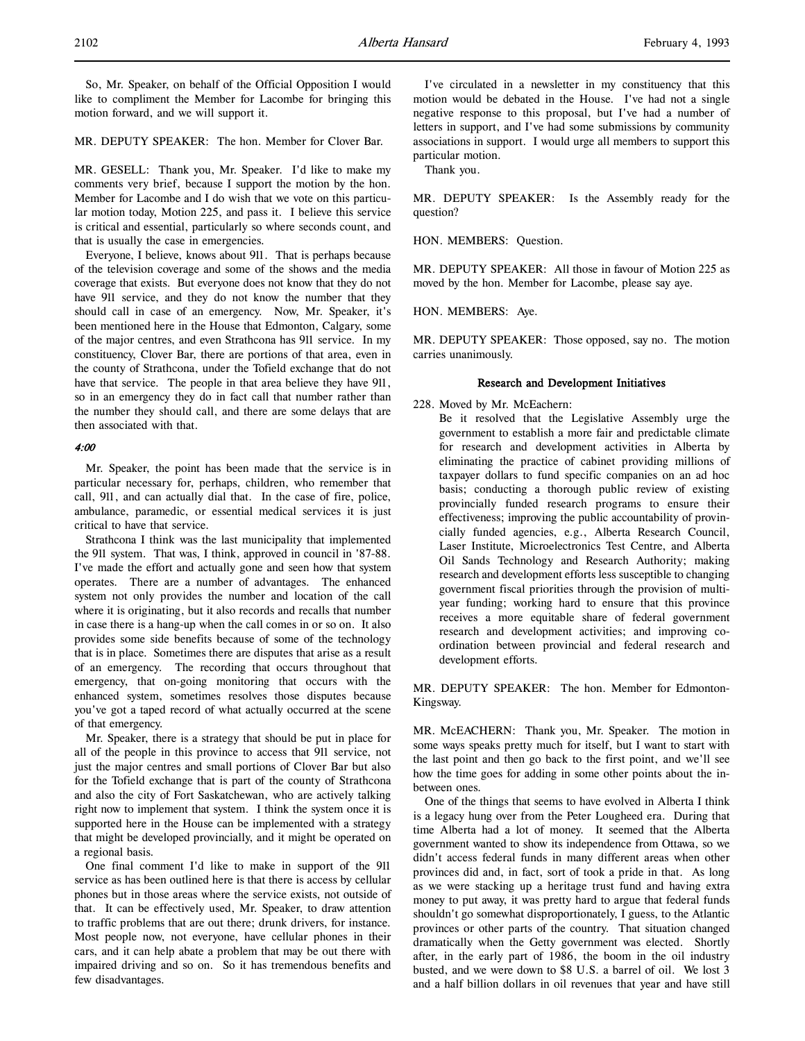So, Mr. Speaker, on behalf of the Official Opposition I would like to compliment the Member for Lacombe for bringing this motion forward, and we will support it.

MR. DEPUTY SPEAKER: The hon. Member for Clover Bar.

MR. GESELL: Thank you, Mr. Speaker. I'd like to make my comments very brief, because I support the motion by the hon. Member for Lacombe and I do wish that we vote on this particular motion today, Motion 225, and pass it. I believe this service is critical and essential, particularly so where seconds count, and that is usually the case in emergencies.

Everyone, I believe, knows about 911. That is perhaps because of the television coverage and some of the shows and the media coverage that exists. But everyone does not know that they do not have 911 service, and they do not know the number that they should call in case of an emergency. Now, Mr. Speaker, it's been mentioned here in the House that Edmonton, Calgary, some of the major centres, and even Strathcona has 911 service. In my constituency, Clover Bar, there are portions of that area, even in the county of Strathcona, under the Tofield exchange that do not have that service. The people in that area believe they have 911, so in an emergency they do in fact call that number rather than the number they should call, and there are some delays that are then associated with that.

*4:00*

Mr. Speaker, the point has been made that the service is in particular necessary for, perhaps, children, who remember that call, 911, and can actually dial that. In the case of fire, police, ambulance, paramedic, or essential medical services it is just critical to have that service.

Strathcona I think was the last municipality that implemented the 911 system. That was, I think, approved in council in '87-88. I've made the effort and actually gone and seen how that system operates. There are a number of advantages. The enhanced system not only provides the number and location of the call where it is originating, but it also records and recalls that number in case there is a hang-up when the call comes in or so on. It also provides some side benefits because of some of the technology that is in place. Sometimes there are disputes that arise as a result of an emergency. The recording that occurs throughout that emergency, that on-going monitoring that occurs with the enhanced system, sometimes resolves those disputes because you've got a taped record of what actually occurred at the scene of that emergency.

Mr. Speaker, there is a strategy that should be put in place for all of the people in this province to access that 911 service, not just the major centres and small portions of Clover Bar but also for the Tofield exchange that is part of the county of Strathcona and also the city of Fort Saskatchewan, who are actively talking right now to implement that system. I think the system once it is supported here in the House can be implemented with a strategy that might be developed provincially, and it might be operated on a regional basis.

One final comment I'd like to make in support of the 911 service as has been outlined here is that there is access by cellular phones but in those areas where the service exists, not outside of that. It can be effectively used, Mr. Speaker, to draw attention to traffic problems that are out there; drunk drivers, for instance. Most people now, not everyone, have cellular phones in their cars, and it can help abate a problem that may be out there with impaired driving and so on. So it has tremendous benefits and few disadvantages.

I've circulated in a newsletter in my constituency that this motion would be debated in the House. I've had not a single negative response to this proposal, but I've had a number of letters in support, and I've had some submissions by community associations in support. I would urge all members to support this particular motion.

Thank you.

MR. DEPUTY SPEAKER: Is the Assembly ready for the question?

HON. MEMBERS: Question.

MR. DEPUTY SPEAKER: All those in favour of Motion 225 as moved by the hon. Member for Lacombe, please say aye.

HON. MEMBERS: Aye.

MR. DEPUTY SPEAKER: Those opposed, say no. The motion carries unanimously.

## Research and Development Initiatives

228. Moved by Mr. McEachern:

> Be it resolved that the Legislative Assembly urge the government to establish a more fair and predictable climate for research and development activities in Alberta by eliminating the practice of cabinet providing millions of taxpayer dollars to fund specific companies on an ad hoc basis; conducting a thorough public review of existing provincially funded research programs to ensure their effectiveness; improving the public accountability of provincially funded agencies, e.g., Alberta Research Council, Laser Institute, Microelectronics Test Centre, and Alberta Oil Sands Technology and Research Authority; making research and development efforts less susceptible to changing government fiscal priorities through the provision of multiyear funding; working hard to ensure that this province receives a more equitable share of federal government research and development activities; and improving coordination between provincial and federal research and development efforts.

MR. DEPUTY SPEAKER: The hon. Member for Edmonton-Kingsway.

MR. McEACHERN: Thank you, Mr. Speaker. The motion in some ways speaks pretty much for itself, but I want to start with the last point and then go back to the first point, and we'll see how the time goes for adding in some other points about the in-between ones.

One of the things that seems to have evolved in Alberta I think is a legacy hung over from the Peter Lougheed era. During that time Alberta had a lot of money. It seemed that the Alberta government wanted to show its independence from Ottawa, so we didn't access federal funds in many different areas when other provinces did and, in fact, sort of took a pride in that. As long as we were stacking up a heritage trust fund and having extra money to put away, it was pretty hard to argue that federal funds shouldn't go somewhat disproportionately, I guess, to the Atlantic provinces or other parts of the country. That situation changed dramatically when the Getty government was elected. Shortly after, in the early part of 1986, the boom in the oil industry busted, and we were down to $8 U.S. a barrel of oil. We lost 3 and a half billion dollars in oil revenues that year and have still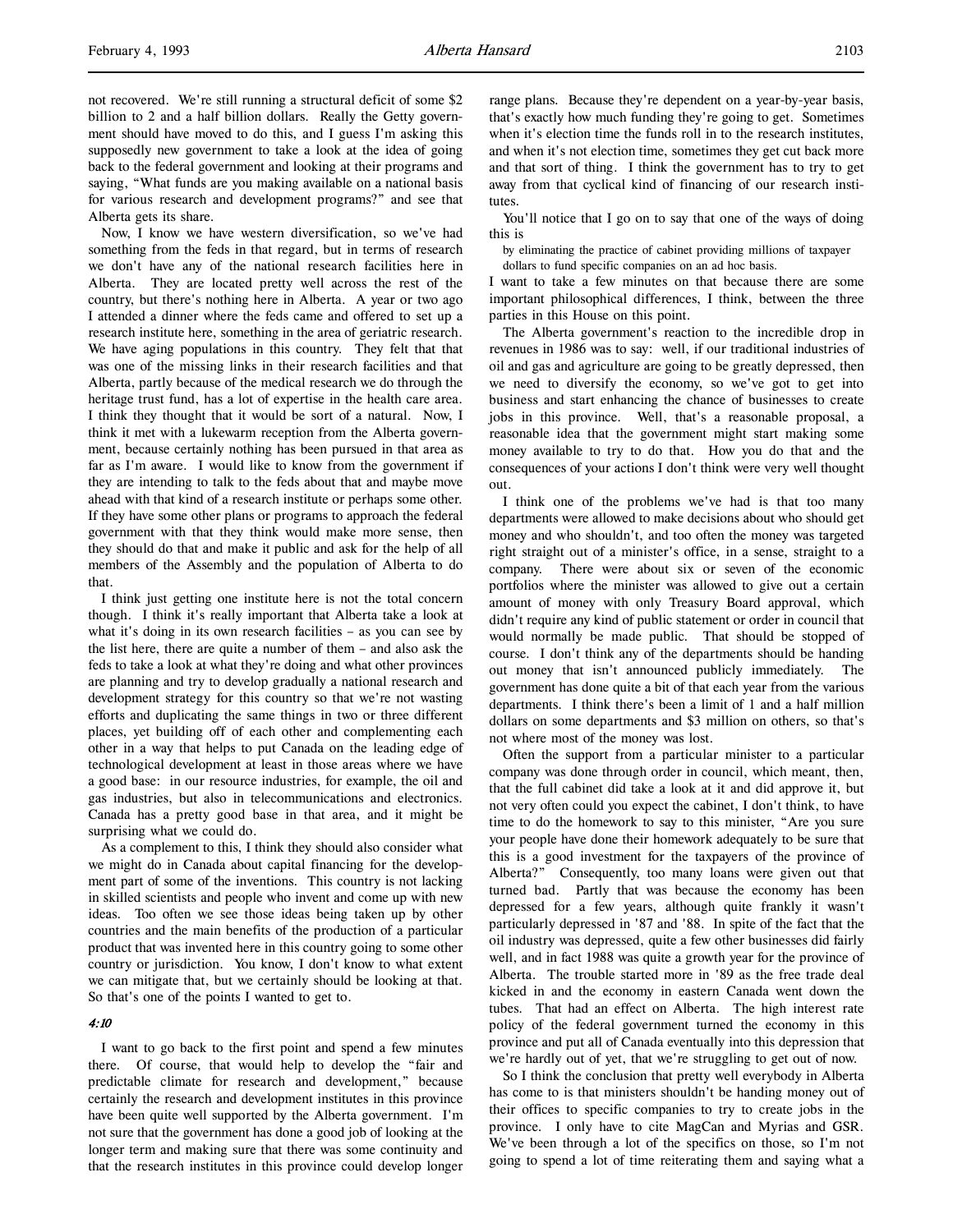not recovered. We're still running a structural deficit of some $2 billion to 2 and a half billion dollars. Really the Getty government should have moved to do this, and I guess I'm asking this supposedly new government to take a look at the idea of going back to the federal government and looking at their programs and saying, "What funds are you making available on a national basis for various research and development programs?" and see that Alberta gets its share.

Now, I know we have western diversification, so we've had something from the feds in that regard, but in terms of research we don't have any of the national research facilities here in Alberta. They are located pretty well across the rest of the country, but there's nothing here in Alberta. A year or two ago I attended a dinner where the feds came and offered to set up a research institute here, something in the area of geriatric research. We have aging populations in this country. They felt that that was one of the missing links in their research facilities and that Alberta, partly because of the medical research we do through the heritage trust fund, has a lot of expertise in the health care area. I think they thought that it would be sort of a natural. Now, I think it met with a lukewarm reception from the Alberta government, because certainly nothing has been pursued in that area as far as I'm aware. I would like to know from the government if they are intending to talk to the feds about that and maybe move ahead with that kind of a research institute or perhaps some other. If they have some other plans or programs to approach the federal government with that they think would make more sense, then they should do that and make it public and ask for the help of all members of the Assembly and the population of Alberta to do that.

I think just getting one institute here is not the total concern though. I think it's really important that Alberta take a look at what it's doing in its own research facilities – as you can see by the list here, there are quite a number of them – and also ask the feds to take a look at what they're doing and what other provinces are planning and try to develop gradually a national research and development strategy for this country so that we're not wasting efforts and duplicating the same things in two or three different places, yet building off of each other and complementing each other in a way that helps to put Canada on the leading edge of technological development at least in those areas where we have a good base: in our resource industries, for example, the oil and gas industries, but also in telecommunications and electronics. Canada has a pretty good base in that area, and it might be surprising what we could do.

As a complement to this, I think they should also consider what we might do in Canada about capital financing for the development part of some of the inventions. This country is not lacking in skilled scientists and people who invent and come up with new ideas. Too often we see those ideas being taken up by other countries and the main benefits of the production of a particular product that was invented here in this country going to some other country or jurisdiction. You know, I don't know to what extent we can mitigate that, but we certainly should be looking at that. So that's one of the points I wanted to get to.

*4:10*

I want to go back to the first point and spend a few minutes there. Of course, that would help to develop the "fair and predictable climate for research and development," because certainly the research and development institutes in this province have been quite well supported by the Alberta government. I'm not sure that the government has done a good job of looking at the longer term and making sure that there was some continuity and that the research institutes in this province could develop longer range plans. Because they're dependent on a year-by-year basis, that's exactly how much funding they're going to get. Sometimes when it's election time the funds roll in to the research institutes, and when it's not election time, sometimes they get cut back more and that sort of thing. I think the government has to try to get away from that cyclical kind of financing of our research institutes.

You'll notice that I go on to say that one of the ways of doing this is

> by eliminating the practice of cabinet providing millions of taxpayer dollars to fund specific companies on an ad hoc basis.

I want to take a few minutes on that because there are some important philosophical differences, I think, between the three parties in this House on this point.

The Alberta government's reaction to the incredible drop in revenues in 1986 was to say: well, if our traditional industries of oil and gas and agriculture are going to be greatly depressed, then we need to diversify the economy, so we've got to get into business and start enhancing the chance of businesses to create jobs in this province. Well, that's a reasonable proposal, a reasonable idea that the government might start making some money available to try to do that. How you do that and the consequences of your actions I don't think were very well thought out.

I think one of the problems we've had is that too many departments were allowed to make decisions about who should get money and who shouldn't, and too often the money was targeted right straight out of a minister's office, in a sense, straight to a company. There were about six or seven of the economic portfolios where the minister was allowed to give out a certain amount of money with only Treasury Board approval, which didn't require any kind of public statement or order in council that would normally be made public. That should be stopped of course. I don't think any of the departments should be handing out money that isn't announced publicly immediately. The government has done quite a bit of that each year from the various departments. I think there's been a limit of 1 and a half million dollars on some departments and $3 million on others, so that's not where most of the money was lost.

Often the support from a particular minister to a particular company was done through order in council, which meant, then, that the full cabinet did take a look at it and did approve it, but not very often could you expect the cabinet, I don't think, to have time to do the homework to say to this minister, "Are you sure your people have done their homework adequately to be sure that this is a good investment for the taxpayers of the province of Alberta?" Consequently, too many loans were given out that turned bad. Partly that was because the economy has been depressed for a few years, although quite frankly it wasn't particularly depressed in '87 and '88. In spite of the fact that the oil industry was depressed, quite a few other businesses did fairly well, and in fact 1988 was quite a growth year for the province of Alberta. The trouble started more in '89 as the free trade deal kicked in and the economy in eastern Canada went down the tubes. That had an effect on Alberta. The high interest rate policy of the federal government turned the economy in this province and put all of Canada eventually into this depression that we're hardly out of yet, that we're struggling to get out of now.

So I think the conclusion that pretty well everybody in Alberta has come to is that ministers shouldn't be handing money out of their offices to specific companies to try to create jobs in the province. I only have to cite MagCan and Myrias and GSR. We've been through a lot of the specifics on those, so I'm not going to spend a lot of time reiterating them and saying what a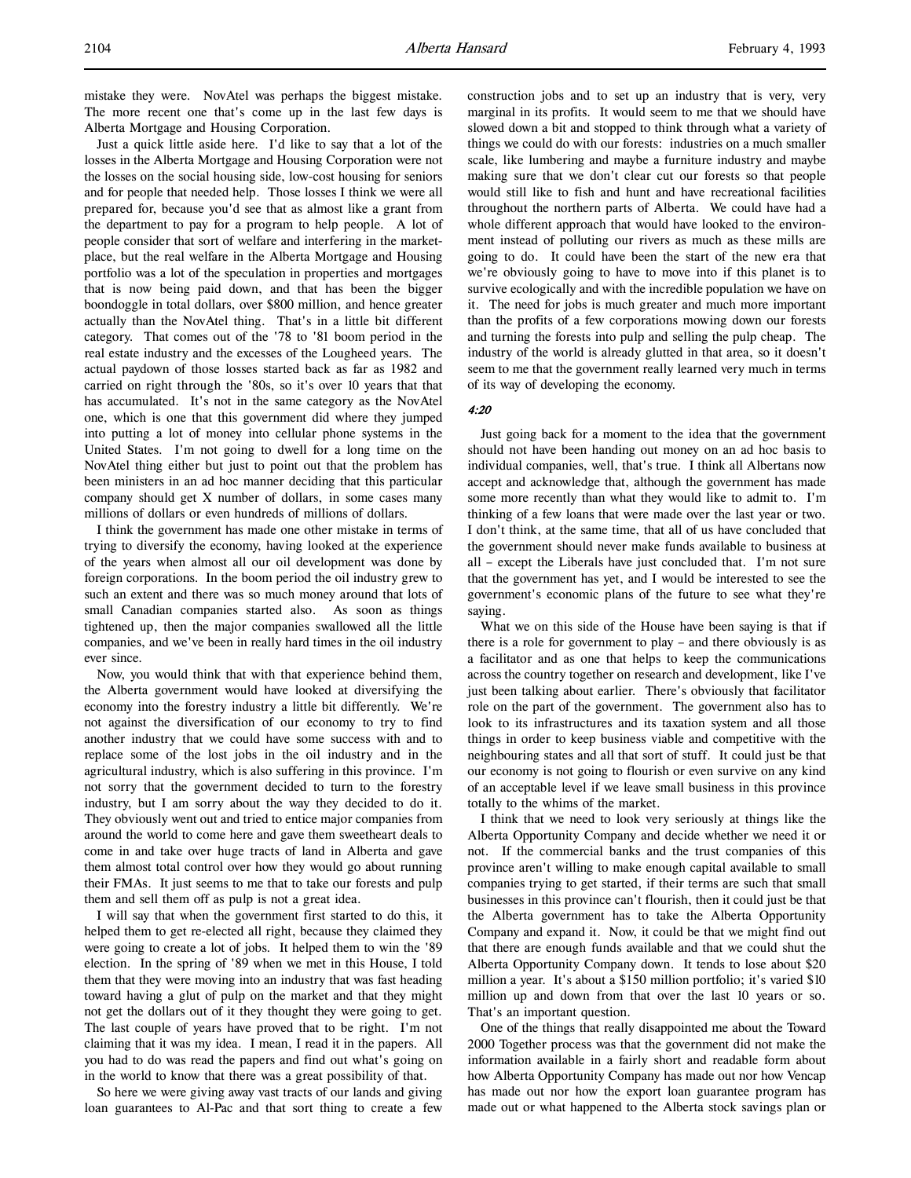mistake they were. NovAtel was perhaps the biggest mistake. The more recent one that's come up in the last few days is Alberta Mortgage and Housing Corporation.

Just a quick little aside here. I'd like to say that a lot of the losses in the Alberta Mortgage and Housing Corporation were not the losses on the social housing side, low-cost housing for seniors and for people that needed help. Those losses I think we were all prepared for, because you'd see that as almost like a grant from the department to pay for a program to help people. A lot of people consider that sort of welfare and interfering in the marketplace, but the real welfare in the Alberta Mortgage and Housing portfolio was a lot of the speculation in properties and mortgages that is now being paid down, and that has been the bigger boondoggle in total dollars, over $800 million, and hence greater actually than the NovAtel thing. That's in a little bit different category. That comes out of the '78 to '81 boom period in the real estate industry and the excesses of the Lougheed years. The actual paydown of those losses started back as far as 1982 and carried on right through the '80s, so it's over 10 years that that has accumulated. It's not in the same category as the NovAtel one, which is one that this government did where they jumped into putting a lot of money into cellular phone systems in the United States. I'm not going to dwell for a long time on the NovAtel thing either but just to point out that the problem has been ministers in an ad hoc manner deciding that this particular company should get X number of dollars, in some cases many millions of dollars or even hundreds of millions of dollars.

I think the government has made one other mistake in terms of trying to diversify the economy, having looked at the experience of the years when almost all our oil development was done by foreign corporations. In the boom period the oil industry grew to such an extent and there was so much money around that lots of small Canadian companies started also. As soon as things tightened up, then the major companies swallowed all the little companies, and we've been in really hard times in the oil industry ever since.

Now, you would think that with that experience behind them, the Alberta government would have looked at diversifying the economy into the forestry industry a little bit differently. We're not against the diversification of our economy to try to find another industry that we could have some success with and to replace some of the lost jobs in the oil industry and in the agricultural industry, which is also suffering in this province. I'm not sorry that the government decided to turn to the forestry industry, but I am sorry about the way they decided to do it. They obviously went out and tried to entice major companies from around the world to come here and gave them sweetheart deals to come in and take over huge tracts of land in Alberta and gave them almost total control over how they would go about running their FMAs. It just seems to me that to take our forests and pulp them and sell them off as pulp is not a great idea.

I will say that when the government first started to do this, it helped them to get re-elected all right, because they claimed they were going to create a lot of jobs. It helped them to win the '89 election. In the spring of '89 when we met in this House, I told them that they were moving into an industry that was fast heading toward having a glut of pulp on the market and that they might not get the dollars out of it they thought they were going to get. The last couple of years have proved that to be right. I'm not claiming that it was my idea. I mean, I read it in the papers. All you had to do was read the papers and find out what's going on in the world to know that there was a great possibility of that.

So here we were giving away vast tracts of our lands and giving loan guarantees to Al-Pac and that sort thing to create a few construction jobs and to set up an industry that is very, very marginal in its profits. It would seem to me that we should have slowed down a bit and stopped to think through what a variety of things we could do with our forests: industries on a much smaller scale, like lumbering and maybe a furniture industry and maybe making sure that we don't clear cut our forests so that people would still like to fish and hunt and have recreational facilities throughout the northern parts of Alberta. We could have had a whole different approach that would have looked to the environment instead of polluting our rivers as much as these mills are going to do. It could have been the start of the new era that we're obviously going to have to move into if this planet is to survive ecologically and with the incredible population we have on it. The need for jobs is much greater and much more important than the profits of a few corporations mowing down our forests and turning the forests into pulp and selling the pulp cheap. The industry of the world is already glutted in that area, so it doesn't seem to me that the government really learned very much in terms of its way of developing the economy.

*4:20*

Just going back for a moment to the idea that the government should not have been handing out money on an ad hoc basis to individual companies, well, that's true. I think all Albertans now accept and acknowledge that, although the government has made some more recently than what they would like to admit to. I'm thinking of a few loans that were made over the last year or two. I don't think, at the same time, that all of us have concluded that the government should never make funds available to business at all – except the Liberals have just concluded that. I'm not sure that the government has yet, and I would be interested to see the government's economic plans of the future to see what they're saying.

What we on this side of the House have been saying is that if there is a role for government to play – and there obviously is as a facilitator and as one that helps to keep the communications across the country together on research and development, like I've just been talking about earlier. There's obviously that facilitator role on the part of the government. The government also has to look to its infrastructures and its taxation system and all those things in order to keep business viable and competitive with the neighbouring states and all that sort of stuff. It could just be that our economy is not going to flourish or even survive on any kind of an acceptable level if we leave small business in this province totally to the whims of the market.

I think that we need to look very seriously at things like the Alberta Opportunity Company and decide whether we need it or not. If the commercial banks and the trust companies of this province aren't willing to make enough capital available to small companies trying to get started, if their terms are such that small businesses in this province can't flourish, then it could just be that the Alberta government has to take the Alberta Opportunity Company and expand it. Now, it could be that we might find out that there are enough funds available and that we could shut the Alberta Opportunity Company down. It tends to lose about $20 million a year. It's about a $150 million portfolio; it's varied $10 million up and down from that over the last 10 years or so. That's an important question.

One of the things that really disappointed me about the Toward 2000 Together process was that the government did not make the information available in a fairly short and readable form about how Alberta Opportunity Company has made out nor how Vencap has made out nor how the export loan guarantee program has made out or what happened to the Alberta stock savings plan or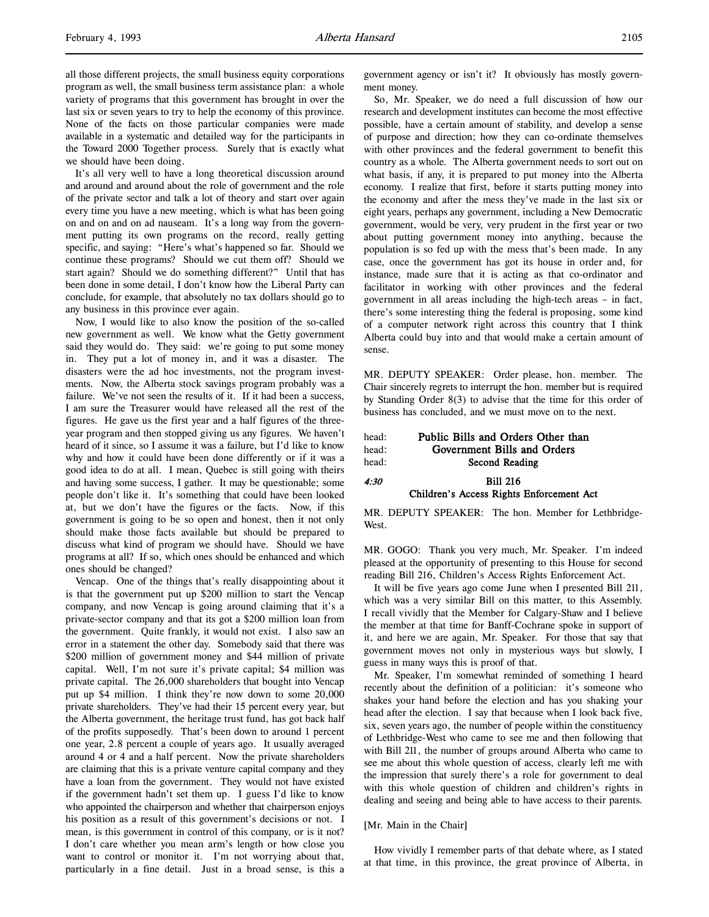all those different projects, the small business equity corporations program as well, the small business term assistance plan: a whole variety of programs that this government has brought in over the last six or seven years to try to help the economy of this province. None of the facts on those particular companies were made available in a systematic and detailed way for the participants in the Toward 2000 Together process. Surely that is exactly what we should have been doing.

It's all very well to have a long theoretical discussion around and around and around about the role of government and the role of the private sector and talk a lot of theory and start over again every time you have a new meeting, which is what has been going on and on and on ad nauseam. It's a long way from the government putting its own programs on the record, really getting specific, and saying: "Here's what's happened so far. Should we continue these programs? Should we cut them off? Should we start again? Should we do something different?" Until that has been done in some detail, I don't know how the Liberal Party can conclude, for example, that absolutely no tax dollars should go to any business in this province ever again.

Now, I would like to also know the position of the so-called new government as well. We know what the Getty government said they would do. They said: we're going to put some money in. They put a lot of money in, and it was a disaster. The disasters were the ad hoc investments, not the program investments. Now, the Alberta stock savings program probably was a failure. We've not seen the results of it. If it had been a success, I am sure the Treasurer would have released all the rest of the figures. He gave us the first year and a half figures of the three-year program and then stopped giving us any figures. We haven't heard of it since, so I assume it was a failure, but I'd like to know why and how it could have been done differently or if it was a good idea to do at all. I mean, Quebec is still going with theirs and having some success, I gather. It may be questionable; some people don't like it. It's something that could have been looked at, but we don't have the figures or the facts. Now, if this government is going to be so open and honest, then it not only should make those facts available but should be prepared to discuss what kind of program we should have. Should we have programs at all? If so, which ones should be enhanced and which ones should be changed?

Vencap. One of the things that's really disappointing about it is that the government put up $200 million to start the Vencap company, and now Vencap is going around claiming that it's a private-sector company and that its got a $200 million loan from the government. Quite frankly, it would not exist. I also saw an error in a statement the other day. Somebody said that there was $200 million of government money and $44 million of private capital. Well, I'm not sure it's private capital; $4 million was private capital. The 26,000 shareholders that bought into Vencap put up $4 million. I think they're now down to some 20,000 private shareholders. They've had their 15 percent every year, but the Alberta government, the heritage trust fund, has got back half of the profits supposedly. That's been down to around 1 percent one year, 2.8 percent a couple of years ago. It usually averaged around 4 or 4 and a half percent. Now the private shareholders are claiming that this is a private venture capital company and they have a loan from the government. They would not have existed if the government hadn't set them up. I guess I'd like to know who appointed the chairperson and whether that chairperson enjoys his position as a result of this government's decisions or not. I mean, is this government in control of this company, or is it not? I don't care whether you mean arm's length or how close you want to control or monitor it. I'm not worrying about that, particularly in a fine detail. Just in a broad sense, is this a government agency or isn't it? It obviously has mostly government money.

So, Mr. Speaker, we do need a full discussion of how our research and development institutes can become the most effective possible, have a certain amount of stability, and develop a sense of purpose and direction; how they can co-ordinate themselves with other provinces and the federal government to benefit this country as a whole. The Alberta government needs to sort out on what basis, if any, it is prepared to put money into the Alberta economy. I realize that first, before it starts putting money into the economy and after the mess they've made in the last six or eight years, perhaps any government, including a New Democratic government, would be very, very prudent in the first year or two about putting government money into anything, because the population is so fed up with the mess that's been made. In any case, once the government has got its house in order and, for instance, made sure that it is acting as that co-ordinator and facilitator in working with other provinces and the federal government in all areas including the high-tech areas – in fact, there's some interesting thing the federal is proposing, some kind of a computer network right across this country that I think Alberta could buy into and that would make a certain amount of sense.

MR. DEPUTY SPEAKER: Order please, hon. member. The Chair sincerely regrets to interrupt the hon. member but is required by Standing Order 8(3) to advise that the time for this order of business has concluded, and we must move on to the next.

head: **Public Bills and Orders Other than**
head: **Government Bills and Orders**
head: **Second Reading**

*4:30* **Bill 216**
**Children's Access Rights Enforcement Act**

MR. DEPUTY SPEAKER: The hon. Member for Lethbridge-West.

MR. GOGO: Thank you very much, Mr. Speaker. I'm indeed pleased at the opportunity of presenting to this House for second reading Bill 216, Children's Access Rights Enforcement Act.

It will be five years ago come June when I presented Bill 211, which was a very similar Bill on this matter, to this Assembly. I recall vividly that the Member for Calgary-Shaw and I believe the member at that time for Banff-Cochrane spoke in support of it, and here we are again, Mr. Speaker. For those that say that government moves not only in mysterious ways but slowly, I guess in many ways this is proof of that.

Mr. Speaker, I'm somewhat reminded of something I heard recently about the definition of a politician: it's someone who shakes your hand before the election and has you shaking your head after the election. I say that because when I look back five, six, seven years ago, the number of people within the constituency of Lethbridge-West who came to see me and then following that with Bill 211, the number of groups around Alberta who came to see me about this whole question of access, clearly left me with the impression that surely there's a role for government to deal with this whole question of children and children's rights in dealing and seeing and being able to have access to their parents.

[Mr. Main in the Chair]

How vividly I remember parts of that debate where, as I stated at that time, in this province, the great province of Alberta, in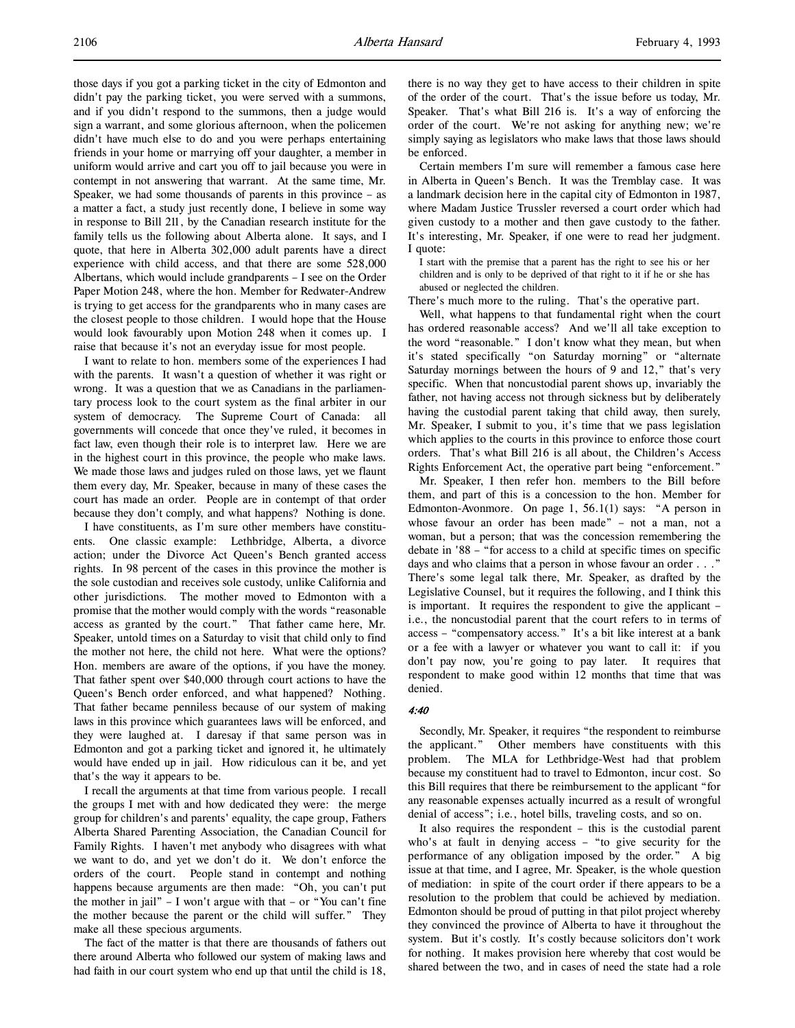those days if you got a parking ticket in the city of Edmonton and didn't pay the parking ticket, you were served with a summons, and if you didn't respond to the summons, then a judge would sign a warrant, and some glorious afternoon, when the policemen didn't have much else to do and you were perhaps entertaining friends in your home or marrying off your daughter, a member in uniform would arrive and cart you off to jail because you were in contempt in not answering that warrant. At the same time, Mr. Speaker, we had some thousands of parents in this province – as a matter a fact, a study just recently done, I believe in some way in response to Bill 211, by the Canadian research institute for the family tells us the following about Alberta alone. It says, and I quote, that here in Alberta 302,000 adult parents have a direct experience with child access, and that there are some 528,000 Albertans, which would include grandparents – I see on the Order Paper Motion 248, where the hon. Member for Redwater-Andrew is trying to get access for the grandparents who in many cases are the closest people to those children. I would hope that the House would look favourably upon Motion 248 when it comes up. I raise that because it's not an everyday issue for most people.

I want to relate to hon. members some of the experiences I had with the parents. It wasn't a question of whether it was right or wrong. It was a question that we as Canadians in the parliamentary process look to the court system as the final arbiter in our system of democracy. The Supreme Court of Canada: all governments will concede that once they've ruled, it becomes in fact law, even though their role is to interpret law. Here we are in the highest court in this province, the people who make laws. We made those laws and judges ruled on those laws, yet we flaunt them every day, Mr. Speaker, because in many of these cases the court has made an order. People are in contempt of that order because they don't comply, and what happens? Nothing is done.

I have constituents, as I'm sure other members have constituents. One classic example: Lethbridge, Alberta, a divorce action; under the Divorce Act Queen's Bench granted access rights. In 98 percent of the cases in this province the mother is the sole custodian and receives sole custody, unlike California and other jurisdictions. The mother moved to Edmonton with a promise that the mother would comply with the words "reasonable access as granted by the court." That father came here, Mr. Speaker, untold times on a Saturday to visit that child only to find the mother not here, the child not here. What were the options? Hon. members are aware of the options, if you have the money. That father spent over $40,000 through court actions to have the Queen's Bench order enforced, and what happened? Nothing. That father became penniless because of our system of making laws in this province which guarantees laws will be enforced, and they were laughed at. I daresay if that same person was in Edmonton and got a parking ticket and ignored it, he ultimately would have ended up in jail. How ridiculous can it be, and yet that's the way it appears to be.

I recall the arguments at that time from various people. I recall the groups I met with and how dedicated they were: the merge group for children's and parents' equality, the cape group, Fathers Alberta Shared Parenting Association, the Canadian Council for Family Rights. I haven't met anybody who disagrees with what we want to do, and yet we don't do it. We don't enforce the orders of the court. People stand in contempt and nothing happens because arguments are then made: "Oh, you can't put the mother in jail" – I won't argue with that – or "You can't fine the mother because the parent or the child will suffer." They make all these specious arguments.

The fact of the matter is that there are thousands of fathers out there around Alberta who followed our system of making laws and had faith in our court system who end up that until the child is 18, there is no way they get to have access to their children in spite of the order of the court. That's the issue before us today, Mr. Speaker. That's what Bill 216 is. It's a way of enforcing the order of the court. We're not asking for anything new; we're simply saying as legislators who make laws that those laws should be enforced.

Certain members I'm sure will remember a famous case here in Alberta in Queen's Bench. It was the Tremblay case. It was a landmark decision here in the capital city of Edmonton in 1987, where Madam Justice Trussler reversed a court order which had given custody to a mother and then gave custody to the father. It's interesting, Mr. Speaker, if one were to read her judgment. I quote:

> I start with the premise that a parent has the right to see his or her children and is only to be deprived of that right to it if he or she has abused or neglected the children.

There's much more to the ruling. That's the operative part.

Well, what happens to that fundamental right when the court has ordered reasonable access? And we'll all take exception to the word "reasonable." I don't know what they mean, but when it's stated specifically "on Saturday morning" or "alternate Saturday mornings between the hours of 9 and 12," that's very specific. When that noncustodial parent shows up, invariably the father, not having access not through sickness but by deliberately having the custodial parent taking that child away, then surely, Mr. Speaker, I submit to you, it's time that we pass legislation which applies to the courts in this province to enforce those court orders. That's what Bill 216 is all about, the Children's Access Rights Enforcement Act, the operative part being "enforcement."

Mr. Speaker, I then refer hon. members to the Bill before them, and part of this is a concession to the hon. Member for Edmonton-Avonmore. On page 1, 56.1(1) says: "A person in whose favour an order has been made" – not a man, not a woman, but a person; that was the concession remembering the debate in '88 – "for access to a child at specific times on specific days and who claims that a person in whose favour an order . . ." There's some legal talk there, Mr. Speaker, as drafted by the Legislative Counsel, but it requires the following, and I think this is important. It requires the respondent to give the applicant – i.e., the noncustodial parent that the court refers to in terms of access – "compensatory access." It's a bit like interest at a bank or a fee with a lawyer or whatever you want to call it: if you don't pay now, you're going to pay later. It requires that respondent to make good within 12 months that time that was denied.

*4:40*

Secondly, Mr. Speaker, it requires "the respondent to reimburse the applicant." Other members have constituents with this problem. The MLA for Lethbridge-West had that problem because my constituent had to travel to Edmonton, incur cost. So this Bill requires that there be reimbursement to the applicant "for any reasonable expenses actually incurred as a result of wrongful denial of access"; i.e., hotel bills, traveling costs, and so on.

It also requires the respondent – this is the custodial parent who's at fault in denying access – "to give security for the performance of any obligation imposed by the order." A big issue at that time, and I agree, Mr. Speaker, is the whole question of mediation: in spite of the court order if there appears to be a resolution to the problem that could be achieved by mediation. Edmonton should be proud of putting in that pilot project whereby they convinced the province of Alberta to have it throughout the system. But it's costly. It's costly because solicitors don't work for nothing. It makes provision here whereby that cost would be shared between the two, and in cases of need the state had a role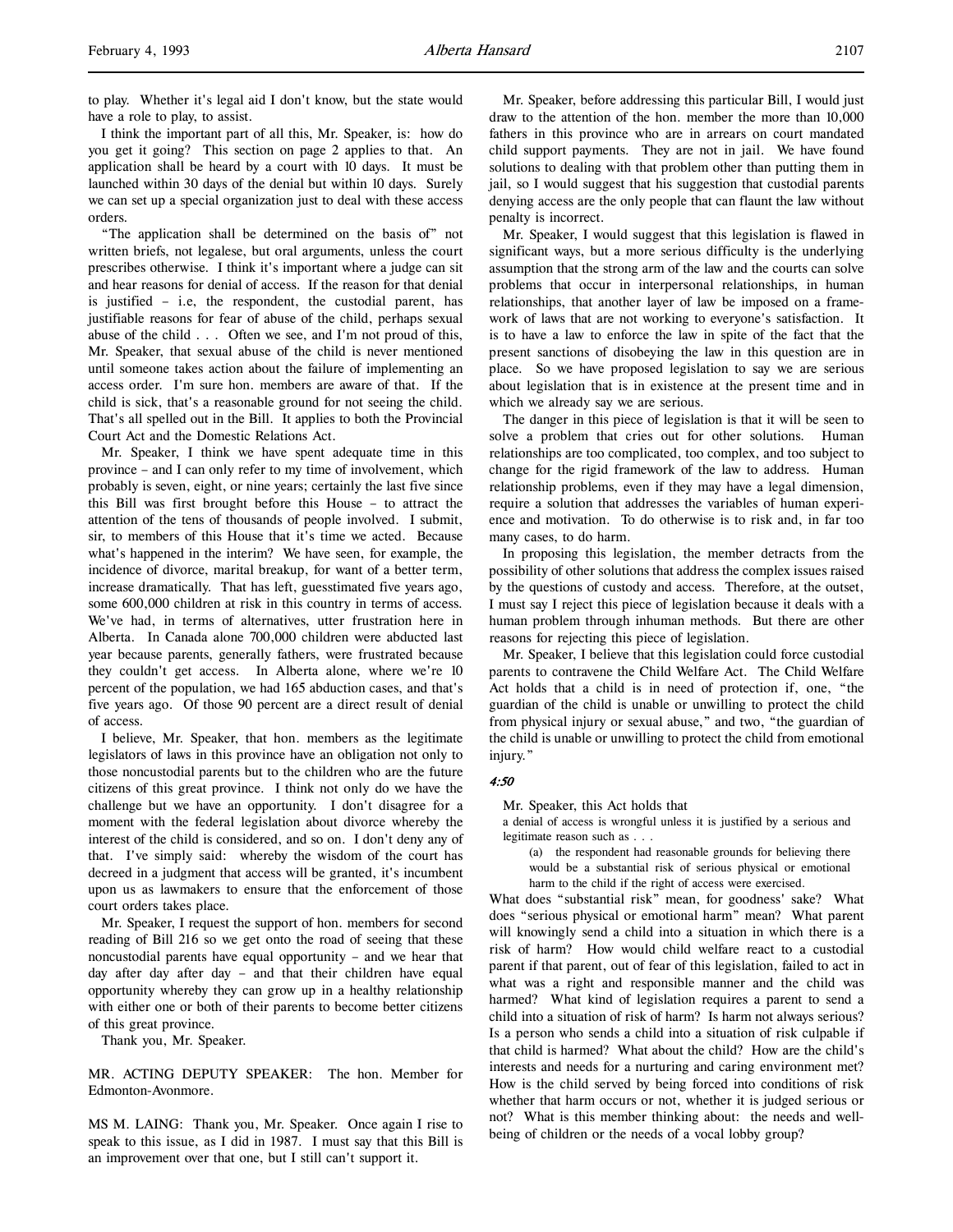to play. Whether it's legal aid I don't know, but the state would have a role to play, to assist.

I think the important part of all this, Mr. Speaker, is: how do you get it going? This section on page 2 applies to that. An application shall be heard by a court with 10 days. It must be launched within 30 days of the denial but within 10 days. Surely we can set up a special organization just to deal with these access orders.

"The application shall be determined on the basis of" not written briefs, not legalese, but oral arguments, unless the court prescribes otherwise. I think it's important where a judge can sit and hear reasons for denial of access. If the reason for that denial is justified – i.e, the respondent, the custodial parent, has justifiable reasons for fear of abuse of the child, perhaps sexual abuse of the child . . . Often we see, and I'm not proud of this, Mr. Speaker, that sexual abuse of the child is never mentioned until someone takes action about the failure of implementing an access order. I'm sure hon. members are aware of that. If the child is sick, that's a reasonable ground for not seeing the child. That's all spelled out in the Bill. It applies to both the Provincial Court Act and the Domestic Relations Act.

Mr. Speaker, I think we have spent adequate time in this province – and I can only refer to my time of involvement, which probably is seven, eight, or nine years; certainly the last five since this Bill was first brought before this House – to attract the attention of the tens of thousands of people involved. I submit, sir, to members of this House that it's time we acted. Because what's happened in the interim? We have seen, for example, the incidence of divorce, marital breakup, for want of a better term, increase dramatically. That has left, guesstimated five years ago, some 600,000 children at risk in this country in terms of access. We've had, in terms of alternatives, utter frustration here in Alberta. In Canada alone 700,000 children were abducted last year because parents, generally fathers, were frustrated because they couldn't get access. In Alberta alone, where we're 10 percent of the population, we had 165 abduction cases, and that's five years ago. Of those 90 percent are a direct result of denial of access.

I believe, Mr. Speaker, that hon. members as the legitimate legislators of laws in this province have an obligation not only to those noncustodial parents but to the children who are the future citizens of this great province. I think not only do we have the challenge but we have an opportunity. I don't disagree for a moment with the federal legislation about divorce whereby the interest of the child is considered, and so on. I don't deny any of that. I've simply said: whereby the wisdom of the court has decreed in a judgment that access will be granted, it's incumbent upon us as lawmakers to ensure that the enforcement of those court orders takes place.

Mr. Speaker, I request the support of hon. members for second reading of Bill 216 so we get onto the road of seeing that these noncustodial parents have equal opportunity – and we hear that day after day after day – and that their children have equal opportunity whereby they can grow up in a healthy relationship with either one or both of their parents to become better citizens of this great province.

Thank you, Mr. Speaker.

MR. ACTING DEPUTY SPEAKER: The hon. Member for Edmonton-Avonmore.

MS M. LAING: Thank you, Mr. Speaker. Once again I rise to speak to this issue, as I did in 1987. I must say that this Bill is an improvement over that one, but I still can't support it.

Mr. Speaker, before addressing this particular Bill, I would just draw to the attention of the hon. member the more than 10,000 fathers in this province who are in arrears on court mandated child support payments. They are not in jail. We have found solutions to dealing with that problem other than putting them in jail, so I would suggest that his suggestion that custodial parents denying access are the only people that can flaunt the law without penalty is incorrect.

Mr. Speaker, I would suggest that this legislation is flawed in significant ways, but a more serious difficulty is the underlying assumption that the strong arm of the law and the courts can solve problems that occur in interpersonal relationships, in human relationships, that another layer of law be imposed on a framework of laws that are not working to everyone's satisfaction. It is to have a law to enforce the law in spite of the fact that the present sanctions of disobeying the law in this question are in place. So we have proposed legislation to say we are serious about legislation that is in existence at the present time and in which we already say we are serious.

The danger in this piece of legislation is that it will be seen to solve a problem that cries out for other solutions. Human relationships are too complicated, too complex, and too subject to change for the rigid framework of the law to address. Human relationship problems, even if they may have a legal dimension, require a solution that addresses the variables of human experience and motivation. To do otherwise is to risk and, in far too many cases, to do harm.

In proposing this legislation, the member detracts from the possibility of other solutions that address the complex issues raised by the questions of custody and access. Therefore, at the outset, I must say I reject this piece of legislation because it deals with a human problem through inhuman methods. But there are other reasons for rejecting this piece of legislation.

Mr. Speaker, I believe that this legislation could force custodial parents to contravene the Child Welfare Act. The Child Welfare Act holds that a child is in need of protection if, one, "the guardian of the child is unable or unwilling to protect the child from physical injury or sexual abuse," and two, "the guardian of the child is unable or unwilling to protect the child from emotional injury."

*4:50*

Mr. Speaker, this Act holds that

> a denial of access is wrongful unless it is justified by a serious and legitimate reason such as . . .
>
> (a) the respondent had reasonable grounds for believing there would be a substantial risk of serious physical or emotional harm to the child if the right of access were exercised.

What does "substantial risk" mean, for goodness' sake? What does "serious physical or emotional harm" mean? What parent will knowingly send a child into a situation in which there is a risk of harm? How would child welfare react to a custodial parent if that parent, out of fear of this legislation, failed to act in what was a right and responsible manner and the child was harmed? What kind of legislation requires a parent to send a child into a situation of risk of harm? Is harm not always serious? Is a person who sends a child into a situation of risk culpable if that child is harmed? What about the child? How are the child's interests and needs for a nurturing and caring environment met? How is the child served by being forced into conditions of risk whether that harm occurs or not, whether it is judged serious or not? What is this member thinking about: the needs and well-being of children or the needs of a vocal lobby group?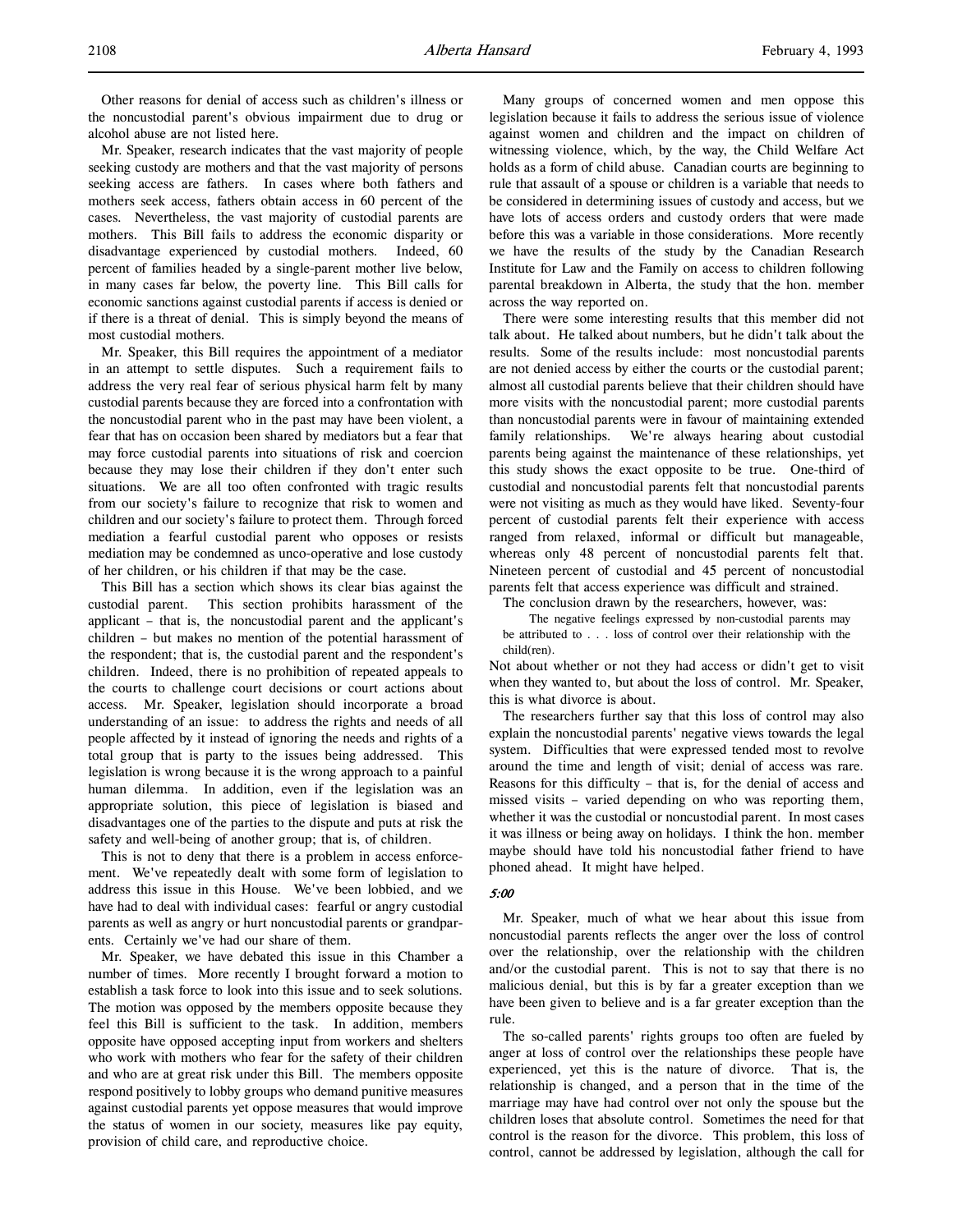Other reasons for denial of access such as children's illness or the noncustodial parent's obvious impairment due to drug or alcohol abuse are not listed here.

Mr. Speaker, research indicates that the vast majority of people seeking custody are mothers and that the vast majority of persons seeking access are fathers. In cases where both fathers and mothers seek access, fathers obtain access in 60 percent of the cases. Nevertheless, the vast majority of custodial parents are mothers. This Bill fails to address the economic disparity or disadvantage experienced by custodial mothers. Indeed, 60 percent of families headed by a single-parent mother live below, in many cases far below, the poverty line. This Bill calls for economic sanctions against custodial parents if access is denied or if there is a threat of denial. This is simply beyond the means of most custodial mothers.

Mr. Speaker, this Bill requires the appointment of a mediator in an attempt to settle disputes. Such a requirement fails to address the very real fear of serious physical harm felt by many custodial parents because they are forced into a confrontation with the noncustodial parent who in the past may have been violent, a fear that has on occasion been shared by mediators but a fear that may force custodial parents into situations of risk and coercion because they may lose their children if they don't enter such situations. We are all too often confronted with tragic results from our society's failure to recognize that risk to women and children and our society's failure to protect them. Through forced mediation a fearful custodial parent who opposes or resists mediation may be condemned as unco-operative and lose custody of her children, or his children if that may be the case.

This Bill has a section which shows its clear bias against the custodial parent. This section prohibits harassment of the applicant – that is, the noncustodial parent and the applicant's children – but makes no mention of the potential harassment of the respondent; that is, the custodial parent and the respondent's children. Indeed, there is no prohibition of repeated appeals to the courts to challenge court decisions or court actions about access. Mr. Speaker, legislation should incorporate a broad understanding of an issue: to address the rights and needs of all people affected by it instead of ignoring the needs and rights of a total group that is party to the issues being addressed. This legislation is wrong because it is the wrong approach to a painful human dilemma. In addition, even if the legislation was an appropriate solution, this piece of legislation is biased and disadvantages one of the parties to the dispute and puts at risk the safety and well-being of another group; that is, of children.

This is not to deny that there is a problem in access enforcement. We've repeatedly dealt with some form of legislation to address this issue in this House. We've been lobbied, and we have had to deal with individual cases: fearful or angry custodial parents as well as angry or hurt noncustodial parents or grandparents. Certainly we've had our share of them.

Mr. Speaker, we have debated this issue in this Chamber a number of times. More recently I brought forward a motion to establish a task force to look into this issue and to seek solutions. The motion was opposed by the members opposite because they feel this Bill is sufficient to the task. In addition, members opposite have opposed accepting input from workers and shelters who work with mothers who fear for the safety of their children and who are at great risk under this Bill. The members opposite respond positively to lobby groups who demand punitive measures against custodial parents yet oppose measures that would improve the status of women in our society, measures like pay equity, provision of child care, and reproductive choice.

Many groups of concerned women and men oppose this legislation because it fails to address the serious issue of violence against women and children and the impact on children of witnessing violence, which, by the way, the Child Welfare Act holds as a form of child abuse. Canadian courts are beginning to rule that assault of a spouse or children is a variable that needs to be considered in determining issues of custody and access, but we have lots of access orders and custody orders that were made before this was a variable in those considerations. More recently we have the results of the study by the Canadian Research Institute for Law and the Family on access to children following parental breakdown in Alberta, the study that the hon. member across the way reported on.

There were some interesting results that this member did not talk about. He talked about numbers, but he didn't talk about the results. Some of the results include: most noncustodial parents are not denied access by either the courts or the custodial parent; almost all custodial parents believe that their children should have more visits with the noncustodial parent; more custodial parents than noncustodial parents were in favour of maintaining extended family relationships. We're always hearing about custodial parents being against the maintenance of these relationships, yet this study shows the exact opposite to be true. One-third of custodial and noncustodial parents felt that noncustodial parents were not visiting as much as they would have liked. Seventy-four percent of custodial parents felt their experience with access ranged from relaxed, informal or difficult but manageable, whereas only 48 percent of noncustodial parents felt that. Nineteen percent of custodial and 45 percent of noncustodial parents felt that access experience was difficult and strained.

The conclusion drawn by the researchers, however, was:

> The negative feelings expressed by non-custodial parents may be attributed to . . . loss of control over their relationship with the child(ren).

Not about whether or not they had access or didn't get to visit when they wanted to, but about the loss of control. Mr. Speaker, this is what divorce is about.

The researchers further say that this loss of control may also explain the noncustodial parents' negative views towards the legal system. Difficulties that were expressed tended most to revolve around the time and length of visit; denial of access was rare. Reasons for this difficulty – that is, for the denial of access and missed visits – varied depending on who was reporting them, whether it was the custodial or noncustodial parent. In most cases it was illness or being away on holidays. I think the hon. member maybe should have told his noncustodial father friend to have phoned ahead. It might have helped.

*5:00*

Mr. Speaker, much of what we hear about this issue from noncustodial parents reflects the anger over the loss of control over the relationship, over the relationship with the children and/or the custodial parent. This is not to say that there is no malicious denial, but this is by far a greater exception than we have been given to believe and is a far greater exception than the rule.

The so-called parents' rights groups too often are fueled by anger at loss of control over the relationships these people have experienced, yet this is the nature of divorce. That is, the relationship is changed, and a person that in the time of the marriage may have had control over not only the spouse but the children loses that absolute control. Sometimes the need for that control is the reason for the divorce. This problem, this loss of control, cannot be addressed by legislation, although the call for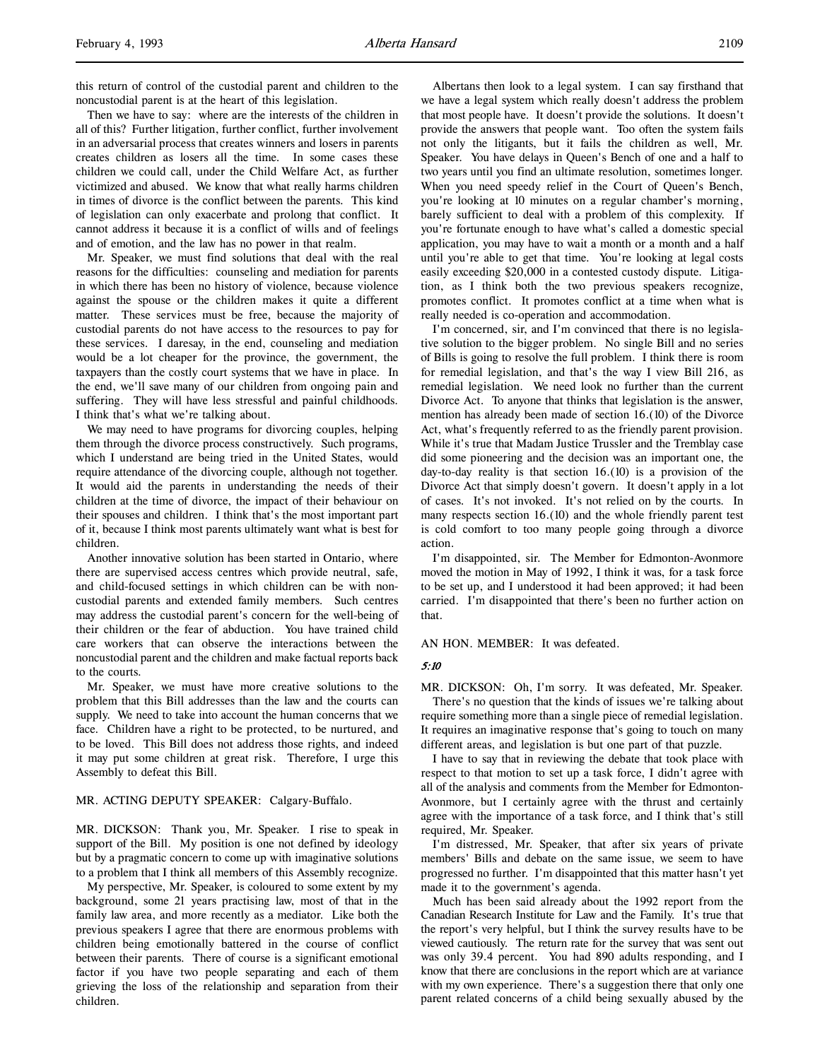this return of control of the custodial parent and children to the noncustodial parent is at the heart of this legislation.

Then we have to say: where are the interests of the children in all of this? Further litigation, further conflict, further involvement in an adversarial process that creates winners and losers in parents creates children as losers all the time. In some cases these children we could call, under the Child Welfare Act, as further victimized and abused. We know that what really harms children in times of divorce is the conflict between the parents. This kind of legislation can only exacerbate and prolong that conflict. It cannot address it because it is a conflict of wills and of feelings and of emotion, and the law has no power in that realm.

Mr. Speaker, we must find solutions that deal with the real reasons for the difficulties: counseling and mediation for parents in which there has been no history of violence, because violence against the spouse or the children makes it quite a different matter. These services must be free, because the majority of custodial parents do not have access to the resources to pay for these services. I daresay, in the end, counseling and mediation would be a lot cheaper for the province, the government, the taxpayers than the costly court systems that we have in place. In the end, we'll save many of our children from ongoing pain and suffering. They will have less stressful and painful childhoods. I think that's what we're talking about.

We may need to have programs for divorcing couples, helping them through the divorce process constructively. Such programs, which I understand are being tried in the United States, would require attendance of the divorcing couple, although not together. It would aid the parents in understanding the needs of their children at the time of divorce, the impact of their behaviour on their spouses and children. I think that's the most important part of it, because I think most parents ultimately want what is best for children.

Another innovative solution has been started in Ontario, where there are supervised access centres which provide neutral, safe, and child-focused settings in which children can be with noncustodial parents and extended family members. Such centres may address the custodial parent's concern for the well-being of their children or the fear of abduction. You have trained child care workers that can observe the interactions between the noncustodial parent and the children and make factual reports back to the courts.

Mr. Speaker, we must have more creative solutions to the problem that this Bill addresses than the law and the courts can supply. We need to take into account the human concerns that we face. Children have a right to be protected, to be nurtured, and to be loved. This Bill does not address those rights, and indeed it may put some children at great risk. Therefore, I urge this Assembly to defeat this Bill.

MR. ACTING DEPUTY SPEAKER: Calgary-Buffalo.

MR. DICKSON: Thank you, Mr. Speaker. I rise to speak in support of the Bill. My position is one not defined by ideology but by a pragmatic concern to come up with imaginative solutions to a problem that I think all members of this Assembly recognize.

My perspective, Mr. Speaker, is coloured to some extent by my background, some 21 years practising law, most of that in the family law area, and more recently as a mediator. Like both the previous speakers I agree that there are enormous problems with children being emotionally battered in the course of conflict between their parents. There of course is a significant emotional factor if you have two people separating and each of them grieving the loss of the relationship and separation from their children.

Albertans then look to a legal system. I can say firsthand that we have a legal system which really doesn't address the problem that most people have. It doesn't provide the solutions. It doesn't provide the answers that people want. Too often the system fails not only the litigants, but it fails the children as well, Mr. Speaker. You have delays in Queen's Bench of one and a half to two years until you find an ultimate resolution, sometimes longer. When you need speedy relief in the Court of Queen's Bench, you're looking at 10 minutes on a regular chamber's morning, barely sufficient to deal with a problem of this complexity. If you're fortunate enough to have what's called a domestic special application, you may have to wait a month or a month and a half until you're able to get that time. You're looking at legal costs easily exceeding $20,000 in a contested custody dispute. Litigation, as I think both the two previous speakers recognize, promotes conflict. It promotes conflict at a time when what is really needed is co-operation and accommodation.

I'm concerned, sir, and I'm convinced that there is no legislative solution to the bigger problem. No single Bill and no series of Bills is going to resolve the full problem. I think there is room for remedial legislation, and that's the way I view Bill 216, as remedial legislation. We need look no further than the current Divorce Act. To anyone that thinks that legislation is the answer, mention has already been made of section 16.(10) of the Divorce Act, what's frequently referred to as the friendly parent provision. While it's true that Madam Justice Trussler and the Tremblay case did some pioneering and the decision was an important one, the day-to-day reality is that section 16.(10) is a provision of the Divorce Act that simply doesn't govern. It doesn't apply in a lot of cases. It's not invoked. It's not relied on by the courts. In many respects section 16.(10) and the whole friendly parent test is cold comfort to too many people going through a divorce action.

I'm disappointed, sir. The Member for Edmonton-Avonmore moved the motion in May of 1992, I think it was, for a task force to be set up, and I understood it had been approved; it had been carried. I'm disappointed that there's been no further action on that.

AN HON. MEMBER: It was defeated.

*5:10*

MR. DICKSON: Oh, I'm sorry. It was defeated, Mr. Speaker.

There's no question that the kinds of issues we're talking about require something more than a single piece of remedial legislation. It requires an imaginative response that's going to touch on many different areas, and legislation is but one part of that puzzle.

I have to say that in reviewing the debate that took place with respect to that motion to set up a task force, I didn't agree with all of the analysis and comments from the Member for Edmonton-Avonmore, but I certainly agree with the thrust and certainly agree with the importance of a task force, and I think that's still required, Mr. Speaker.

I'm distressed, Mr. Speaker, that after six years of private members' Bills and debate on the same issue, we seem to have progressed no further. I'm disappointed that this matter hasn't yet made it to the government's agenda.

Much has been said already about the 1992 report from the Canadian Research Institute for Law and the Family. It's true that the report's very helpful, but I think the survey results have to be viewed cautiously. The return rate for the survey that was sent out was only 39.4 percent. You had 890 adults responding, and I know that there are conclusions in the report which are at variance with my own experience. There's a suggestion there that only one parent related concerns of a child being sexually abused by the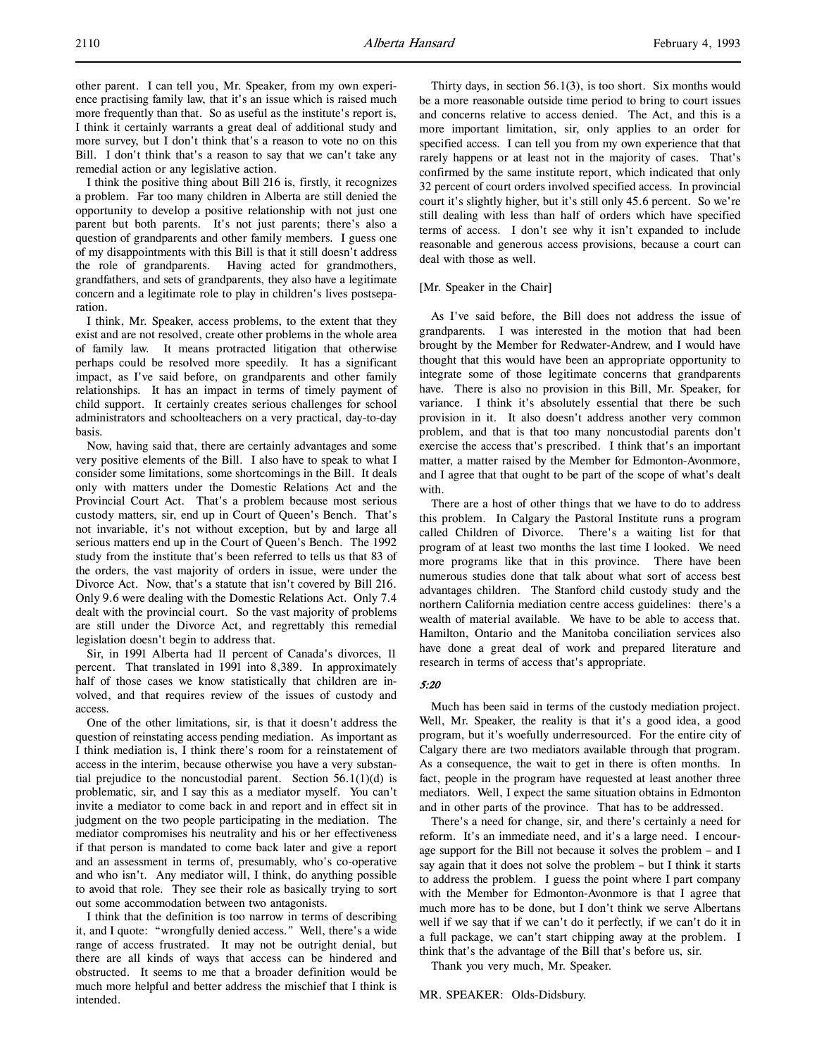other parent. I can tell you, Mr. Speaker, from my own experience practising family law, that it's an issue which is raised much more frequently than that. So as useful as the institute's report is, I think it certainly warrants a great deal of additional study and more survey, but I don't think that's a reason to vote no on this Bill. I don't think that's a reason to say that we can't take any remedial action or any legislative action.

I think the positive thing about Bill 216 is, firstly, it recognizes a problem. Far too many children in Alberta are still denied the opportunity to develop a positive relationship with not just one parent but both parents. It's not just parents; there's also a question of grandparents and other family members. I guess one of my disappointments with this Bill is that it still doesn't address the role of grandparents. Having acted for grandmothers, grandfathers, and sets of grandparents, they also have a legitimate concern and a legitimate role to play in children's lives postseparation.

I think, Mr. Speaker, access problems, to the extent that they exist and are not resolved, create other problems in the whole area of family law. It means protracted litigation that otherwise perhaps could be resolved more speedily. It has a significant impact, as I've said before, on grandparents and other family relationships. It has an impact in terms of timely payment of child support. It certainly creates serious challenges for school administrators and schoolteachers on a very practical, day-to-day basis.

Now, having said that, there are certainly advantages and some very positive elements of the Bill. I also have to speak to what I consider some limitations, some shortcomings in the Bill. It deals only with matters under the Domestic Relations Act and the Provincial Court Act. That's a problem because most serious custody matters, sir, end up in Court of Queen's Bench. That's not invariable, it's not without exception, but by and large all serious matters end up in the Court of Queen's Bench. The 1992 study from the institute that's been referred to tells us that 83 of the orders, the vast majority of orders in issue, were under the Divorce Act. Now, that's a statute that isn't covered by Bill 216. Only 9.6 were dealing with the Domestic Relations Act. Only 7.4 dealt with the provincial court. So the vast majority of problems are still under the Divorce Act, and regrettably this remedial legislation doesn't begin to address that.

Sir, in 1991 Alberta had 11 percent of Canada's divorces, 11 percent. That translated in 1991 into 8,389. In approximately half of those cases we know statistically that children are involved, and that requires review of the issues of custody and access.

One of the other limitations, sir, is that it doesn't address the question of reinstating access pending mediation. As important as I think mediation is, I think there's room for a reinstatement of access in the interim, because otherwise you have a very substantial prejudice to the noncustodial parent. Section 56.1(1)(d) is problematic, sir, and I say this as a mediator myself. You can't invite a mediator to come back in and report and in effect sit in judgment on the two people participating in the mediation. The mediator compromises his neutrality and his or her effectiveness if that person is mandated to come back later and give a report and an assessment in terms of, presumably, who's co-operative and who isn't. Any mediator will, I think, do anything possible to avoid that role. They see their role as basically trying to sort out some accommodation between two antagonists.

I think that the definition is too narrow in terms of describing it, and I quote: "wrongfully denied access." Well, there's a wide range of access frustrated. It may not be outright denial, but there are all kinds of ways that access can be hindered and obstructed. It seems to me that a broader definition would be much more helpful and better address the mischief that I think is intended.

Thirty days, in section 56.1(3), is too short. Six months would be a more reasonable outside time period to bring to court issues and concerns relative to access denied. The Act, and this is a more important limitation, sir, only applies to an order for specified access. I can tell you from my own experience that that rarely happens or at least not in the majority of cases. That's confirmed by the same institute report, which indicated that only 32 percent of court orders involved specified access. In provincial court it's slightly higher, but it's still only 45.6 percent. So we're still dealing with less than half of orders which have specified terms of access. I don't see why it isn't expanded to include reasonable and generous access provisions, because a court can deal with those as well.

[Mr. Speaker in the Chair]

As I've said before, the Bill does not address the issue of grandparents. I was interested in the motion that had been brought by the Member for Redwater-Andrew, and I would have thought that this would have been an appropriate opportunity to integrate some of those legitimate concerns that grandparents have. There is also no provision in this Bill, Mr. Speaker, for variance. I think it's absolutely essential that there be such provision in it. It also doesn't address another very common problem, and that is that too many noncustodial parents don't exercise the access that's prescribed. I think that's an important matter, a matter raised by the Member for Edmonton-Avonmore, and I agree that that ought to be part of the scope of what's dealt with.

There are a host of other things that we have to do to address this problem. In Calgary the Pastoral Institute runs a program called Children of Divorce. There's a waiting list for that program of at least two months the last time I looked. We need more programs like that in this province. There have been numerous studies done that talk about what sort of access best advantages children. The Stanford child custody study and the northern California mediation centre access guidelines: there's a wealth of material available. We have to be able to access that. Hamilton, Ontario and the Manitoba conciliation services also have done a great deal of work and prepared literature and research in terms of access that's appropriate.

*5:20*

Much has been said in terms of the custody mediation project. Well, Mr. Speaker, the reality is that it's a good idea, a good program, but it's woefully underresourced. For the entire city of Calgary there are two mediators available through that program. As a consequence, the wait to get in there is often months. In fact, people in the program have requested at least another three mediators. Well, I expect the same situation obtains in Edmonton and in other parts of the province. That has to be addressed.

There's a need for change, sir, and there's certainly a need for reform. It's an immediate need, and it's a large need. I encourage support for the Bill not because it solves the problem – and I say again that it does not solve the problem – but I think it starts to address the problem. I guess the point where I part company with the Member for Edmonton-Avonmore is that I agree that much more has to be done, but I don't think we serve Albertans well if we say that if we can't do it perfectly, if we can't do it in a full package, we can't start chipping away at the problem. I think that's the advantage of the Bill that's before us, sir.

Thank you very much, Mr. Speaker.

MR. SPEAKER: Olds-Didsbury.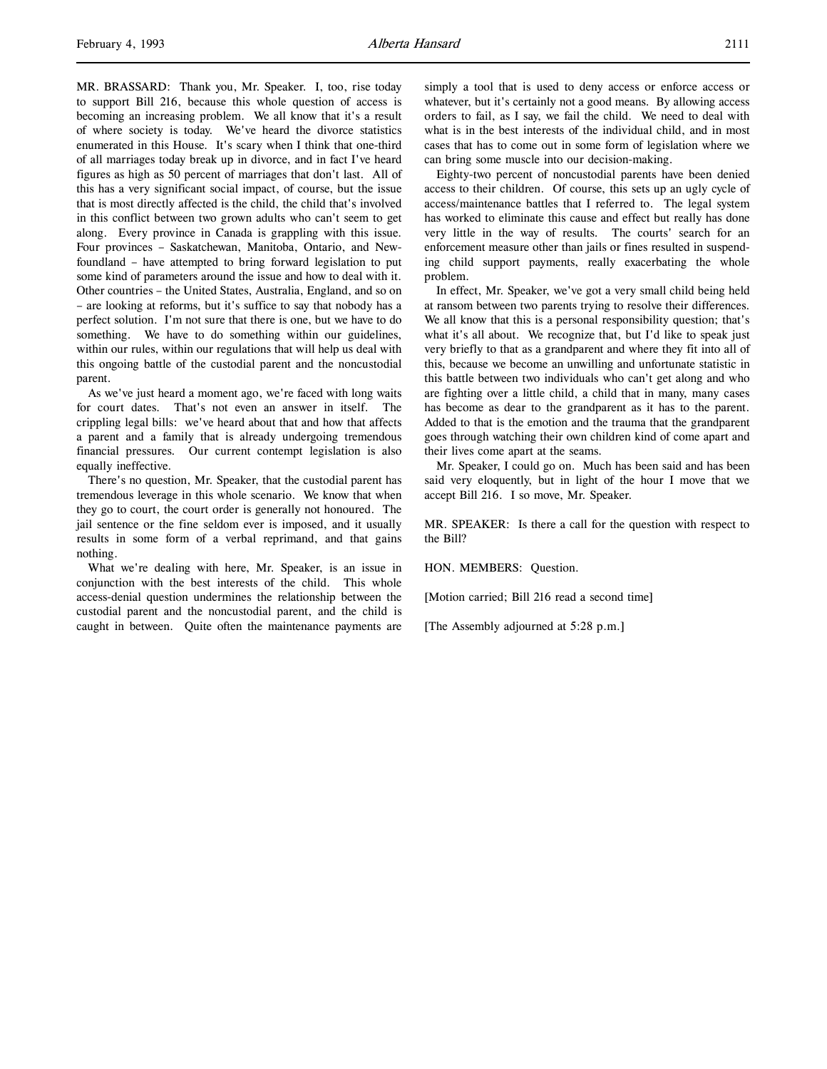MR. BRASSARD: Thank you, Mr. Speaker. I, too, rise today to support Bill 216, because this whole question of access is becoming an increasing problem. We all know that it's a result of where society is today. We've heard the divorce statistics enumerated in this House. It's scary when I think that one-third of all marriages today break up in divorce, and in fact I've heard figures as high as 50 percent of marriages that don't last. All of this has a very significant social impact, of course, but the issue that is most directly affected is the child, the child that's involved in this conflict between two grown adults who can't seem to get along. Every province in Canada is grappling with this issue. Four provinces – Saskatchewan, Manitoba, Ontario, and Newfoundland – have attempted to bring forward legislation to put some kind of parameters around the issue and how to deal with it. Other countries – the United States, Australia, England, and so on – are looking at reforms, but it's suffice to say that nobody has a perfect solution. I'm not sure that there is one, but we have to do something. We have to do something within our guidelines, within our rules, within our regulations that will help us deal with this ongoing battle of the custodial parent and the noncustodial parent.

As we've just heard a moment ago, we're faced with long waits for court dates. That's not even an answer in itself. The crippling legal bills: we've heard about that and how that affects a parent and a family that is already undergoing tremendous financial pressures. Our current contempt legislation is also equally ineffective.

There's no question, Mr. Speaker, that the custodial parent has tremendous leverage in this whole scenario. We know that when they go to court, the court order is generally not honoured. The jail sentence or the fine seldom ever is imposed, and it usually results in some form of a verbal reprimand, and that gains nothing.

What we're dealing with here, Mr. Speaker, is an issue in conjunction with the best interests of the child. This whole access-denial question undermines the relationship between the custodial parent and the noncustodial parent, and the child is caught in between. Quite often the maintenance payments are simply a tool that is used to deny access or enforce access or whatever, but it's certainly not a good means. By allowing access orders to fail, as I say, we fail the child. We need to deal with what is in the best interests of the individual child, and in most cases that has to come out in some form of legislation where we can bring some muscle into our decision-making.

Eighty-two percent of noncustodial parents have been denied access to their children. Of course, this sets up an ugly cycle of access/maintenance battles that I referred to. The legal system has worked to eliminate this cause and effect but really has done very little in the way of results. The courts' search for an enforcement measure other than jails or fines resulted in suspending child support payments, really exacerbating the whole problem.

In effect, Mr. Speaker, we've got a very small child being held at ransom between two parents trying to resolve their differences. We all know that this is a personal responsibility question; that's what it's all about. We recognize that, but I'd like to speak just very briefly to that as a grandparent and where they fit into all of this, because we become an unwilling and unfortunate statistic in this battle between two individuals who can't get along and who are fighting over a little child, a child that in many, many cases has become as dear to the grandparent as it has to the parent. Added to that is the emotion and the trauma that the grandparent goes through watching their own children kind of come apart and their lives come apart at the seams.

Mr. Speaker, I could go on. Much has been said and has been said very eloquently, but in light of the hour I move that we accept Bill 216. I so move, Mr. Speaker.

MR. SPEAKER: Is there a call for the question with respect to the Bill?

HON. MEMBERS: Question.

[Motion carried; Bill 216 read a second time]

[The Assembly adjourned at 5:28 p.m.]